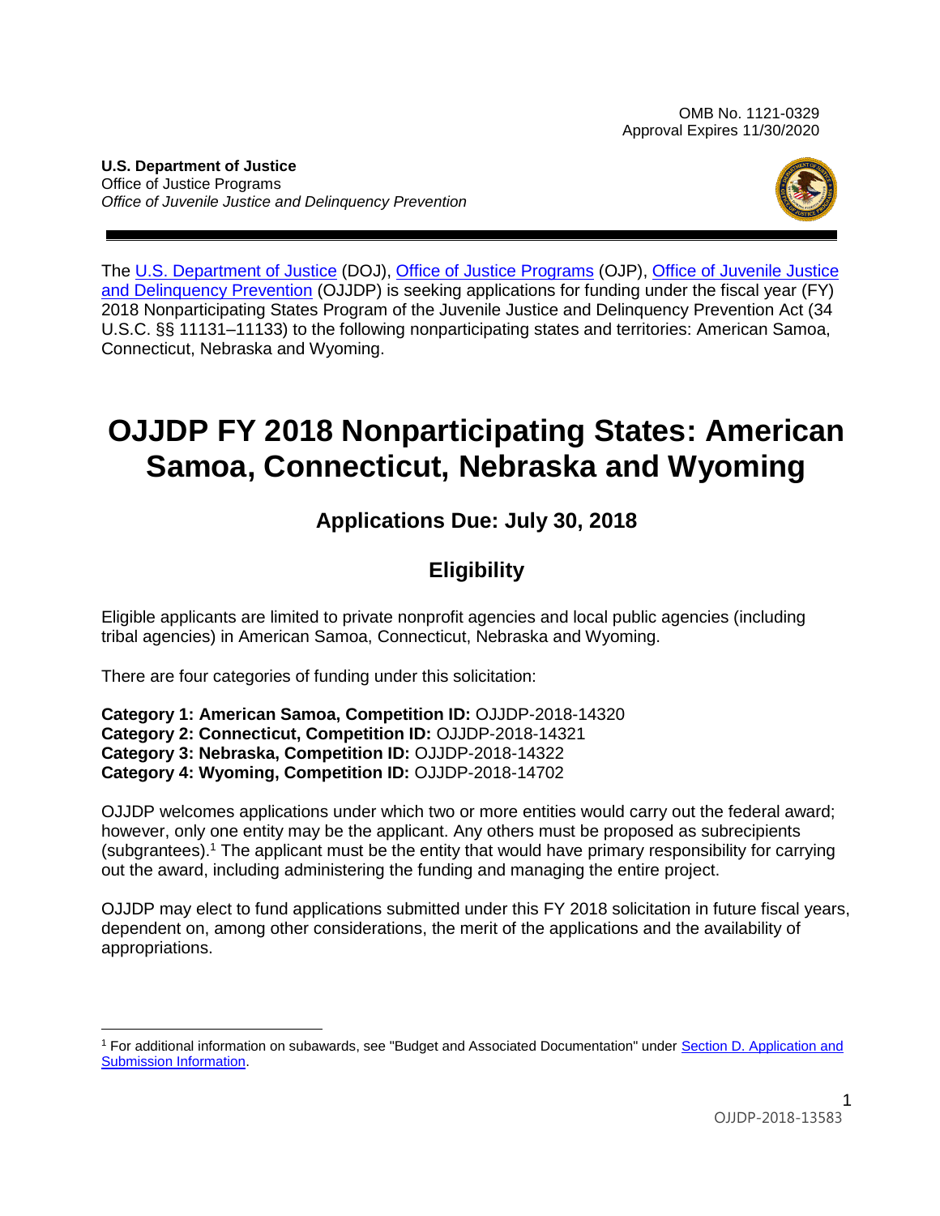OMB No. 1121-0329
Approval Expires 11/30/2020

**U.S. Department of Justice**
Office of Justice Programs
*Office of Juvenile Justice and Delinquency Prevention*

The U.S. Department of Justice (DOJ), Office of Justice Programs (OJP), Office of Juvenile Justice and Delinquency Prevention (OJJDP) is seeking applications for funding under the fiscal year (FY) 2018 Nonparticipating States Program of the Juvenile Justice and Delinquency Prevention Act (34 U.S.C. §§ 11131–11133) to the following nonparticipating states and territories: American Samoa, Connecticut, Nebraska and Wyoming.

# OJJDP FY 2018 Nonparticipating States: American Samoa, Connecticut, Nebraska and Wyoming

## Applications Due: July 30, 2018

## Eligibility

Eligible applicants are limited to private nonprofit agencies and local public agencies (including tribal agencies) in American Samoa, Connecticut, Nebraska and Wyoming.

There are four categories of funding under this solicitation:

**Category 1: American Samoa, Competition ID:** OJJDP-2018-14320
**Category 2: Connecticut, Competition ID:** OJJDP-2018-14321
**Category 3: Nebraska, Competition ID:** OJJDP-2018-14322
**Category 4: Wyoming, Competition ID:** OJJDP-2018-14702

OJJDP welcomes applications under which two or more entities would carry out the federal award; however, only one entity may be the applicant. Any others must be proposed as subrecipients (subgrantees).[1] The applicant must be the entity that would have primary responsibility for carrying out the award, including administering the funding and managing the entire project.

OJJDP may elect to fund applications submitted under this FY 2018 solicitation in future fiscal years, dependent on, among other considerations, the merit of the applications and the availability of appropriations.

[1] For additional information on subawards, see "Budget and Associated Documentation" under Section D. Application and Submission Information.

OJJDP-2018-13583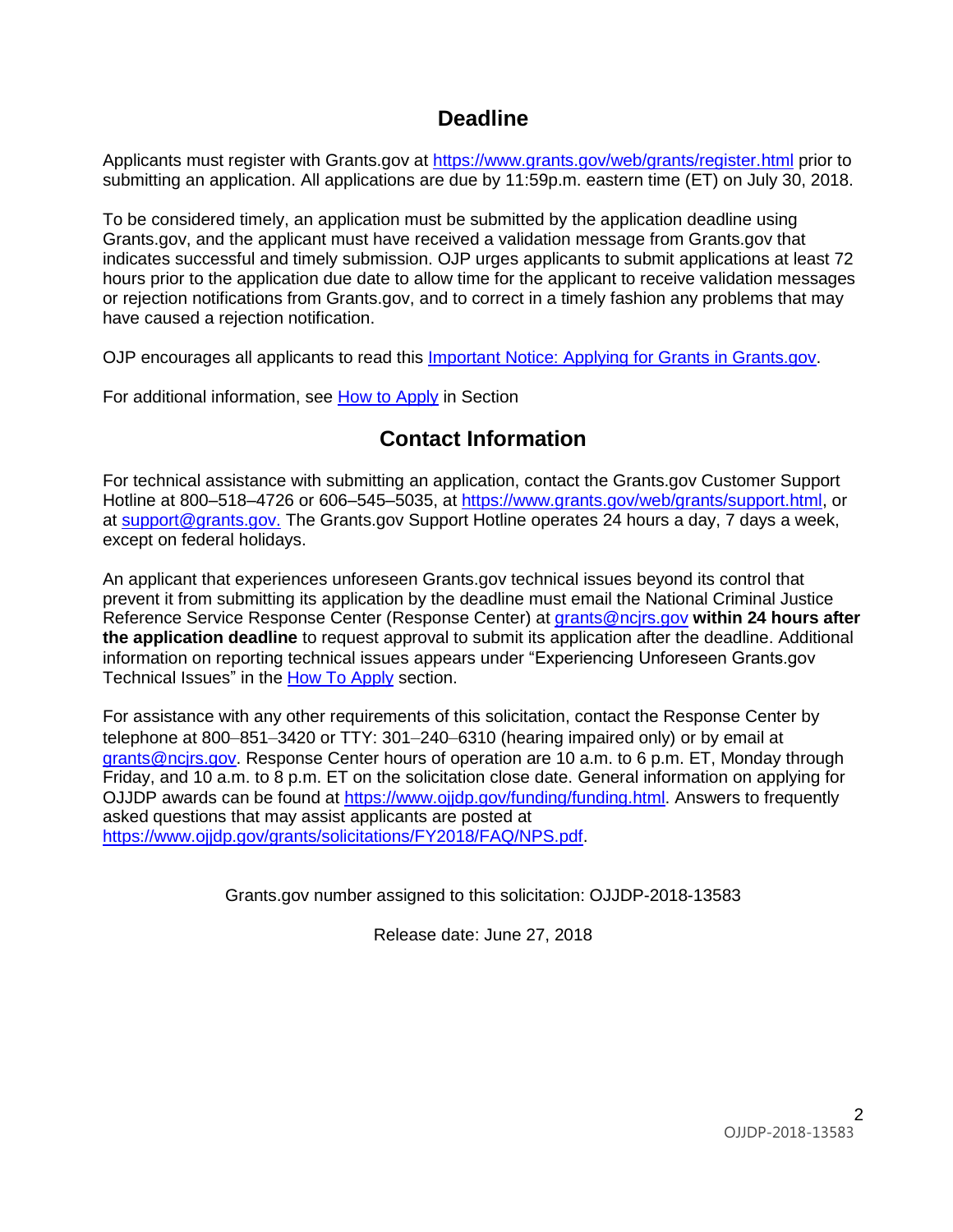## Deadline

Applicants must register with Grants.gov at https://www.grants.gov/web/grants/register.html prior to submitting an application. All applications are due by 11:59p.m. eastern time (ET) on July 30, 2018.

To be considered timely, an application must be submitted by the application deadline using Grants.gov, and the applicant must have received a validation message from Grants.gov that indicates successful and timely submission. OJP urges applicants to submit applications at least 72 hours prior to the application due date to allow time for the applicant to receive validation messages or rejection notifications from Grants.gov, and to correct in a timely fashion any problems that may have caused a rejection notification.

OJP encourages all applicants to read this Important Notice: Applying for Grants in Grants.gov.

For additional information, see How to Apply in Section

## Contact Information

For technical assistance with submitting an application, contact the Grants.gov Customer Support Hotline at 800–518–4726 or 606–545–5035, at https://www.grants.gov/web/grants/support.html, or at support@grants.gov. The Grants.gov Support Hotline operates 24 hours a day, 7 days a week, except on federal holidays.

An applicant that experiences unforeseen Grants.gov technical issues beyond its control that prevent it from submitting its application by the deadline must email the National Criminal Justice Reference Service Response Center (Response Center) at grants@ncjrs.gov **within 24 hours after the application deadline** to request approval to submit its application after the deadline. Additional information on reporting technical issues appears under "Experiencing Unforeseen Grants.gov Technical Issues" in the How To Apply section.

For assistance with any other requirements of this solicitation, contact the Response Center by telephone at 800–851–3420 or TTY: 301–240–6310 (hearing impaired only) or by email at grants@ncjrs.gov. Response Center hours of operation are 10 a.m. to 6 p.m. ET, Monday through Friday, and 10 a.m. to 8 p.m. ET on the solicitation close date. General information on applying for OJJDP awards can be found at https://www.ojjdp.gov/funding/funding.html. Answers to frequently asked questions that may assist applicants are posted at https://www.ojjdp.gov/grants/solicitations/FY2018/FAQ/NPS.pdf.

Grants.gov number assigned to this solicitation: OJJDP-2018-13583

Release date: June 27, 2018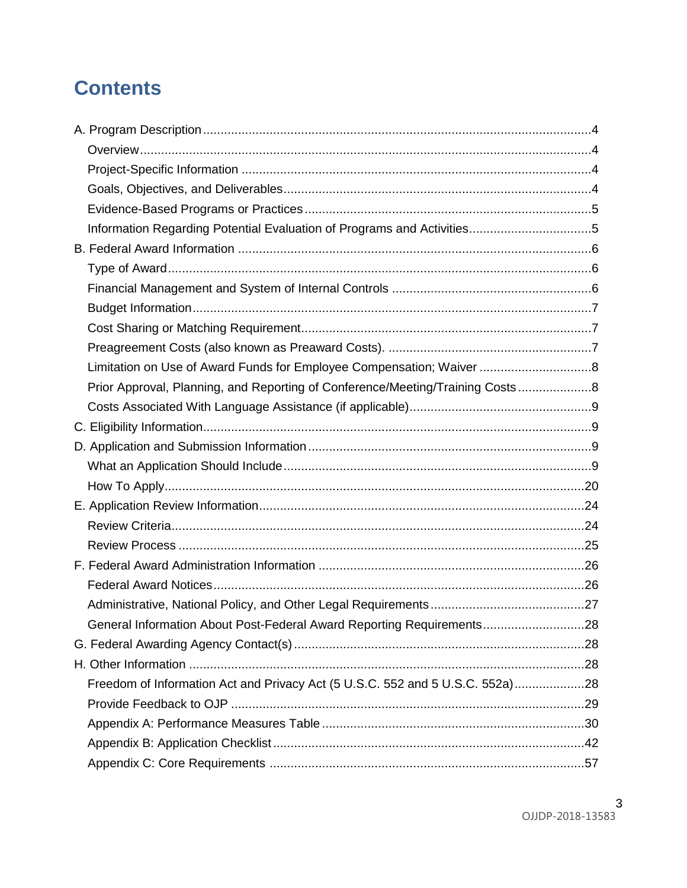# Contents

A. Program Description ....................................................................................................4
  Overview ......................................................................................................................4
  Project-Specific Information ........................................................................................4
  Goals, Objectives, and Deliverables ............................................................................4
  Evidence-Based Programs or Practices .......................................................................5
  Information Regarding Potential Evaluation of Programs and Activities .......................5
B. Federal Award Information ..........................................................................................6
  Type of Award ..............................................................................................................6
  Financial Management and System of Internal Controls .............................................6
  Budget Information .......................................................................................................7
  Cost Sharing or Matching Requirement .......................................................................7
  Preagreement Costs (also known as Preaward Costs). ..............................................7
  Limitation on Use of Award Funds for Employee Compensation; Waiver ....................8
  Prior Approval, Planning, and Reporting of Conference/Meeting/Training Costs .........8
  Costs Associated With Language Assistance (if applicable) ........................................9
C. Eligibility Information ....................................................................................................9
D. Application and Submission Information ......................................................................9
  What an Application Should Include ............................................................................9
  How To Apply .............................................................................................................20
E. Application Review Information ..................................................................................24
  Review Criteria ...........................................................................................................24
  Review Process ..........................................................................................................25
F. Federal Award Administration Information .................................................................26
  Federal Award Notices ...............................................................................................26
  Administrative, National Policy, and Other Legal Requirements ................................27
  General Information About Post-Federal Award Reporting Requirements .................28
G. Federal Awarding Agency Contact(s) ........................................................................28
H. Other Information ......................................................................................................28
  Freedom of Information Act and Privacy Act (5 U.S.C. 552 and 5 U.S.C. 552a) .........28
  Provide Feedback to OJP ..........................................................................................29
  Appendix A: Performance Measures Table ................................................................30
  Appendix B: Application Checklist ..............................................................................42
  Appendix C: Core Requirements ...............................................................................57

OJJDP-2018-13583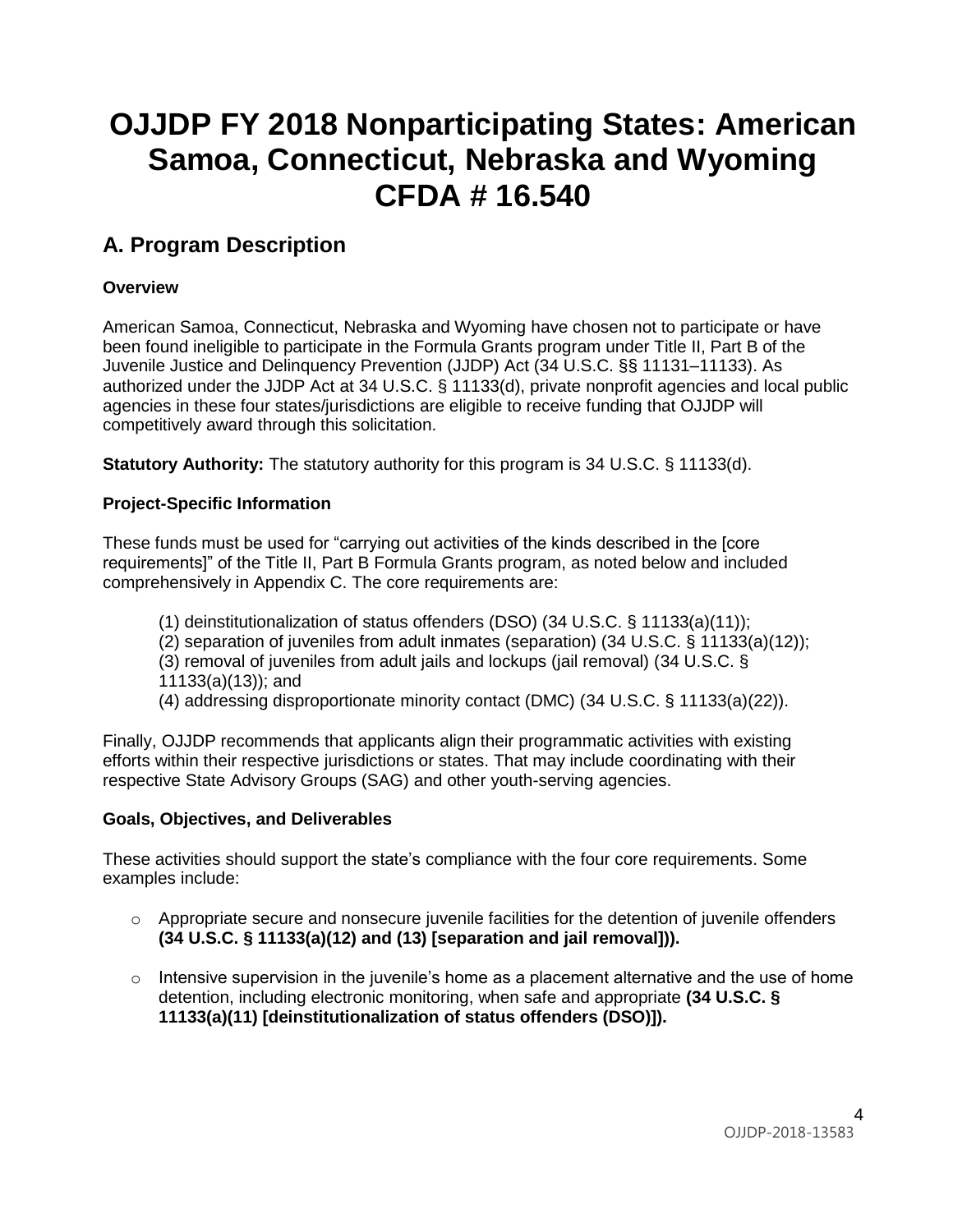# OJJDP FY 2018 Nonparticipating States: American Samoa, Connecticut, Nebraska and Wyoming CFDA # 16.540

## A. Program Description

### Overview

American Samoa, Connecticut, Nebraska and Wyoming have chosen not to participate or have been found ineligible to participate in the Formula Grants program under Title II, Part B of the Juvenile Justice and Delinquency Prevention (JJDP) Act (34 U.S.C. §§ 11131–11133). As authorized under the JJDP Act at 34 U.S.C. § 11133(d), private nonprofit agencies and local public agencies in these four states/jurisdictions are eligible to receive funding that OJJDP will competitively award through this solicitation.

**Statutory Authority:** The statutory authority for this program is 34 U.S.C. § 11133(d).

### Project-Specific Information

These funds must be used for "carrying out activities of the kinds described in the [core requirements]" of the Title II, Part B Formula Grants program, as noted below and included comprehensively in Appendix C. The core requirements are:

(1) deinstitutionalization of status offenders (DSO) (34 U.S.C. § 11133(a)(11));
(2) separation of juveniles from adult inmates (separation) (34 U.S.C. § 11133(a)(12));
(3) removal of juveniles from adult jails and lockups (jail removal) (34 U.S.C. § 11133(a)(13)); and
(4) addressing disproportionate minority contact (DMC) (34 U.S.C. § 11133(a)(22)).

Finally, OJJDP recommends that applicants align their programmatic activities with existing efforts within their respective jurisdictions or states. That may include coordinating with their respective State Advisory Groups (SAG) and other youth-serving agencies.

### Goals, Objectives, and Deliverables

These activities should support the state's compliance with the four core requirements. Some examples include:

- Appropriate secure and nonsecure juvenile facilities for the detention of juvenile offenders **(34 U.S.C. § 11133(a)(12) and (13) [separation and jail removal])).**
- Intensive supervision in the juvenile's home as a placement alternative and the use of home detention, including electronic monitoring, when safe and appropriate **(34 U.S.C. § 11133(a)(11) [deinstitutionalization of status offenders (DSO)]).**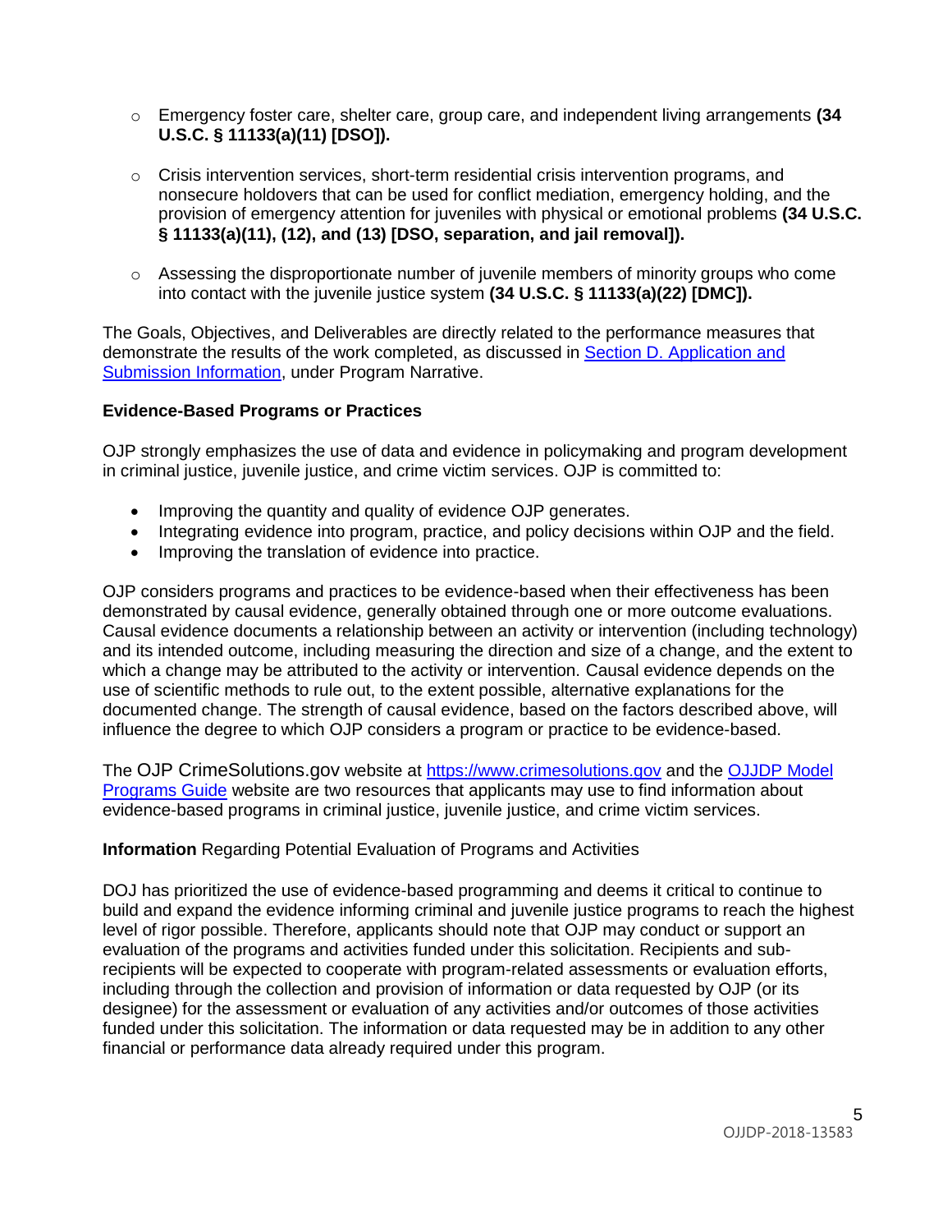- Emergency foster care, shelter care, group care, and independent living arrangements **(34 U.S.C. § 11133(a)(11) [DSO]).**
- Crisis intervention services, short-term residential crisis intervention programs, and nonsecure holdovers that can be used for conflict mediation, emergency holding, and the provision of emergency attention for juveniles with physical or emotional problems **(34 U.S.C. § 11133(a)(11), (12), and (13) [DSO, separation, and jail removal]).**
- Assessing the disproportionate number of juvenile members of minority groups who come into contact with the juvenile justice system **(34 U.S.C. § 11133(a)(22) [DMC]).**

The Goals, Objectives, and Deliverables are directly related to the performance measures that demonstrate the results of the work completed, as discussed in Section D. Application and Submission Information, under Program Narrative.

**Evidence-Based Programs or Practices**

OJP strongly emphasizes the use of data and evidence in policymaking and program development in criminal justice, juvenile justice, and crime victim services. OJP is committed to:

- Improving the quantity and quality of evidence OJP generates.
- Integrating evidence into program, practice, and policy decisions within OJP and the field.
- Improving the translation of evidence into practice.

OJP considers programs and practices to be evidence-based when their effectiveness has been demonstrated by causal evidence, generally obtained through one or more outcome evaluations. Causal evidence documents a relationship between an activity or intervention (including technology) and its intended outcome, including measuring the direction and size of a change, and the extent to which a change may be attributed to the activity or intervention. Causal evidence depends on the use of scientific methods to rule out, to the extent possible, alternative explanations for the documented change. The strength of causal evidence, based on the factors described above, will influence the degree to which OJP considers a program or practice to be evidence-based.

The OJP CrimeSolutions.gov website at https://www.crimesolutions.gov and the OJJDP Model Programs Guide website are two resources that applicants may use to find information about evidence-based programs in criminal justice, juvenile justice, and crime victim services.

**Information** Regarding Potential Evaluation of Programs and Activities

DOJ has prioritized the use of evidence-based programming and deems it critical to continue to build and expand the evidence informing criminal and juvenile justice programs to reach the highest level of rigor possible. Therefore, applicants should note that OJP may conduct or support an evaluation of the programs and activities funded under this solicitation. Recipients and sub-recipients will be expected to cooperate with program-related assessments or evaluation efforts, including through the collection and provision of information or data requested by OJP (or its designee) for the assessment or evaluation of any activities and/or outcomes of those activities funded under this solicitation. The information or data requested may be in addition to any other financial or performance data already required under this program.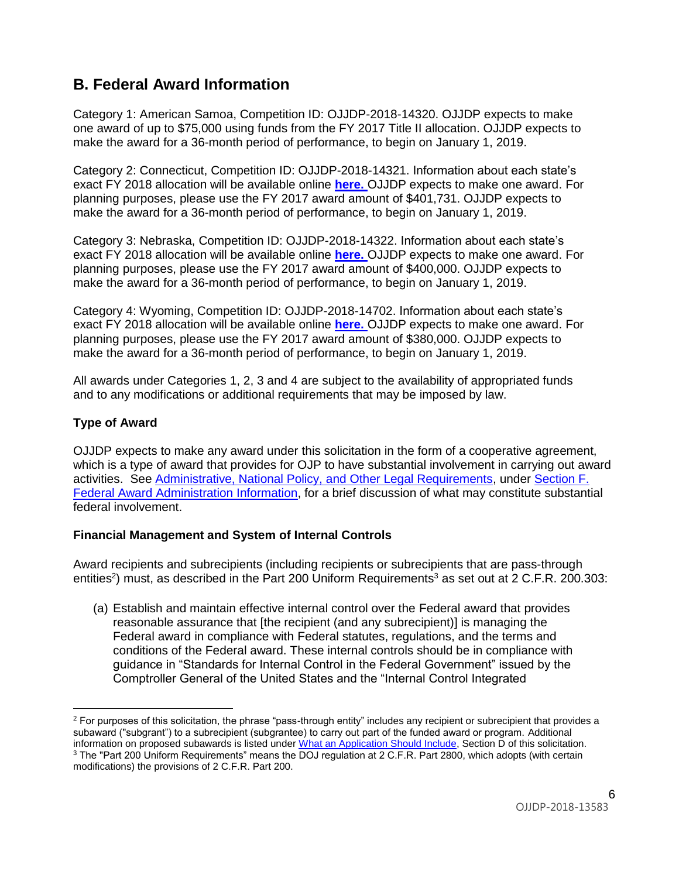## B. Federal Award Information

Category 1: American Samoa, Competition ID: OJJDP-2018-14320. OJJDP expects to make one award of up to $75,000 using funds from the FY 2017 Title II allocation. OJJDP expects to make the award for a 36-month period of performance, to begin on January 1, 2019.

Category 2: Connecticut, Competition ID: OJJDP-2018-14321. Information about each state's exact FY 2018 allocation will be available online **here.** OJJDP expects to make one award. For planning purposes, please use the FY 2017 award amount of $401,731. OJJDP expects to make the award for a 36-month period of performance, to begin on January 1, 2019.

Category 3: Nebraska, Competition ID: OJJDP-2018-14322. Information about each state's exact FY 2018 allocation will be available online **here.** OJJDP expects to make one award. For planning purposes, please use the FY 2017 award amount of $400,000. OJJDP expects to make the award for a 36-month period of performance, to begin on January 1, 2019.

Category 4: Wyoming, Competition ID: OJJDP-2018-14702. Information about each state's exact FY 2018 allocation will be available online **here.** OJJDP expects to make one award. For planning purposes, please use the FY 2017 award amount of $380,000. OJJDP expects to make the award for a 36-month period of performance, to begin on January 1, 2019.

All awards under Categories 1, 2, 3 and 4 are subject to the availability of appropriated funds and to any modifications or additional requirements that may be imposed by law.

### Type of Award

OJJDP expects to make any award under this solicitation in the form of a cooperative agreement, which is a type of award that provides for OJP to have substantial involvement in carrying out award activities. See Administrative, National Policy, and Other Legal Requirements, under Section F. Federal Award Administration Information, for a brief discussion of what may constitute substantial federal involvement.

### Financial Management and System of Internal Controls

Award recipients and subrecipients (including recipients or subrecipients that are pass-through entities[2]) must, as described in the Part 200 Uniform Requirements[3] as set out at 2 C.F.R. 200.303:

(a) Establish and maintain effective internal control over the Federal award that provides reasonable assurance that [the recipient (and any subrecipient)] is managing the Federal award in compliance with Federal statutes, regulations, and the terms and conditions of the Federal award. These internal controls should be in compliance with guidance in "Standards for Internal Control in the Federal Government" issued by the Comptroller General of the United States and the "Internal Control Integrated

---

[2] For purposes of this solicitation, the phrase "pass-through entity" includes any recipient or subrecipient that provides a subaward ("subgrant") to a subrecipient (subgrantee) to carry out part of the funded award or program. Additional information on proposed subawards is listed under What an Application Should Include, Section D of this solicitation.

[3] The "Part 200 Uniform Requirements" means the DOJ regulation at 2 C.F.R. Part 2800, which adopts (with certain modifications) the provisions of 2 C.F.R. Part 200.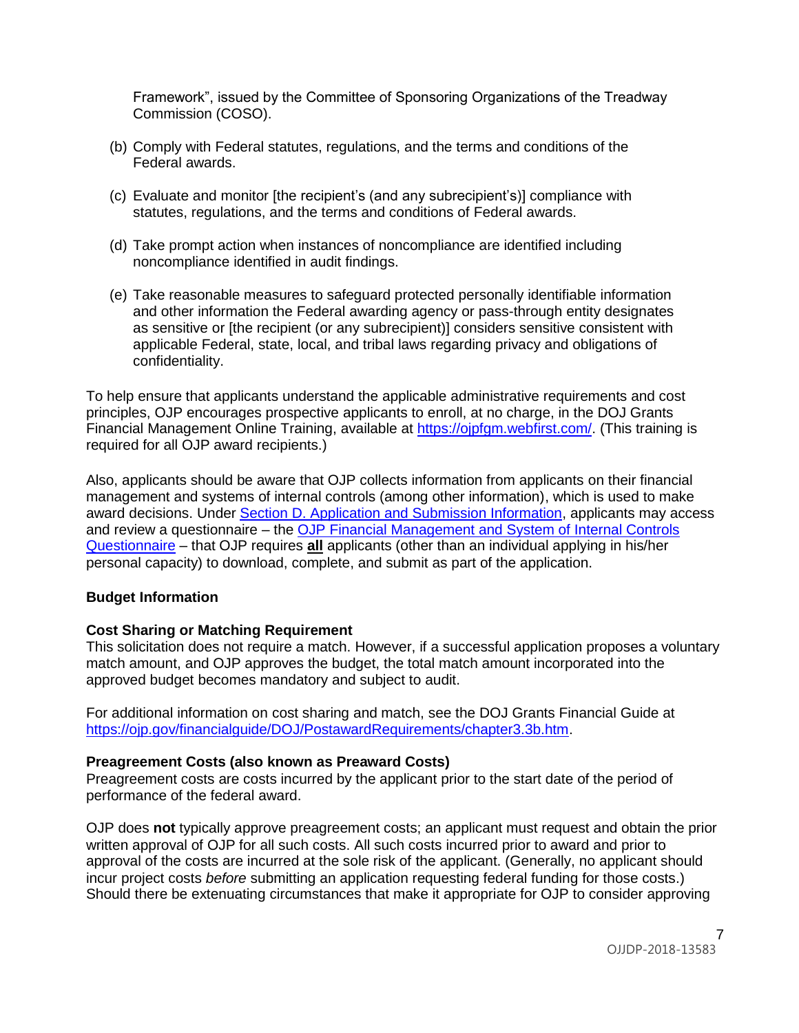Framework", issued by the Committee of Sponsoring Organizations of the Treadway Commission (COSO).

(b) Comply with Federal statutes, regulations, and the terms and conditions of the Federal awards.

(c) Evaluate and monitor [the recipient's (and any subrecipient's)] compliance with statutes, regulations, and the terms and conditions of Federal awards.

(d) Take prompt action when instances of noncompliance are identified including noncompliance identified in audit findings.

(e) Take reasonable measures to safeguard protected personally identifiable information and other information the Federal awarding agency or pass-through entity designates as sensitive or [the recipient (or any subrecipient)] considers sensitive consistent with applicable Federal, state, local, and tribal laws regarding privacy and obligations of confidentiality.

To help ensure that applicants understand the applicable administrative requirements and cost principles, OJP encourages prospective applicants to enroll, at no charge, in the DOJ Grants Financial Management Online Training, available at https://ojpfgm.webfirst.com/. (This training is required for all OJP award recipients.)

Also, applicants should be aware that OJP collects information from applicants on their financial management and systems of internal controls (among other information), which is used to make award decisions. Under Section D. Application and Submission Information, applicants may access and review a questionnaire – the OJP Financial Management and System of Internal Controls Questionnaire – that OJP requires **all** applicants (other than an individual applying in his/her personal capacity) to download, complete, and submit as part of the application.

**Budget Information**

**Cost Sharing or Matching Requirement**
This solicitation does not require a match. However, if a successful application proposes a voluntary match amount, and OJP approves the budget, the total match amount incorporated into the approved budget becomes mandatory and subject to audit.

For additional information on cost sharing and match, see the DOJ Grants Financial Guide at https://ojp.gov/financialguide/DOJ/PostawardRequirements/chapter3.3b.htm.

**Preagreement Costs (also known as Preaward Costs)**
Preagreement costs are costs incurred by the applicant prior to the start date of the period of performance of the federal award.

OJP does **not** typically approve preagreement costs; an applicant must request and obtain the prior written approval of OJP for all such costs. All such costs incurred prior to award and prior to approval of the costs are incurred at the sole risk of the applicant. (Generally, no applicant should incur project costs *before* submitting an application requesting federal funding for those costs.) Should there be extenuating circumstances that make it appropriate for OJP to consider approving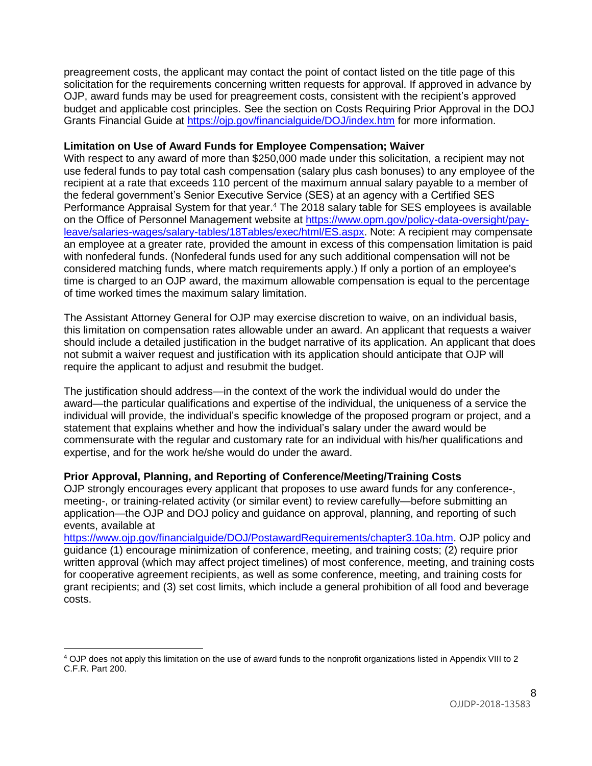preagreement costs, the applicant may contact the point of contact listed on the title page of this solicitation for the requirements concerning written requests for approval. If approved in advance by OJP, award funds may be used for preagreement costs, consistent with the recipient's approved budget and applicable cost principles. See the section on Costs Requiring Prior Approval in the DOJ Grants Financial Guide at https://ojp.gov/financialguide/DOJ/index.htm for more information.

**Limitation on Use of Award Funds for Employee Compensation; Waiver**
With respect to any award of more than $250,000 made under this solicitation, a recipient may not use federal funds to pay total cash compensation (salary plus cash bonuses) to any employee of the recipient at a rate that exceeds 110 percent of the maximum annual salary payable to a member of the federal government's Senior Executive Service (SES) at an agency with a Certified SES Performance Appraisal System for that year.[4] The 2018 salary table for SES employees is available on the Office of Personnel Management website at https://www.opm.gov/policy-data-oversight/pay-leave/salaries-wages/salary-tables/18Tables/exec/html/ES.aspx. Note: A recipient may compensate an employee at a greater rate, provided the amount in excess of this compensation limitation is paid with nonfederal funds. (Nonfederal funds used for any such additional compensation will not be considered matching funds, where match requirements apply.) If only a portion of an employee's time is charged to an OJP award, the maximum allowable compensation is equal to the percentage of time worked times the maximum salary limitation.

The Assistant Attorney General for OJP may exercise discretion to waive, on an individual basis, this limitation on compensation rates allowable under an award. An applicant that requests a waiver should include a detailed justification in the budget narrative of its application. An applicant that does not submit a waiver request and justification with its application should anticipate that OJP will require the applicant to adjust and resubmit the budget.

The justification should address—in the context of the work the individual would do under the award—the particular qualifications and expertise of the individual, the uniqueness of a service the individual will provide, the individual's specific knowledge of the proposed program or project, and a statement that explains whether and how the individual's salary under the award would be commensurate with the regular and customary rate for an individual with his/her qualifications and expertise, and for the work he/she would do under the award.

**Prior Approval, Planning, and Reporting of Conference/Meeting/Training Costs**
OJP strongly encourages every applicant that proposes to use award funds for any conference-, meeting-, or training-related activity (or similar event) to review carefully—before submitting an application—the OJP and DOJ policy and guidance on approval, planning, and reporting of such events, available at https://www.ojp.gov/financialguide/DOJ/PostawardRequirements/chapter3.10a.htm. OJP policy and guidance (1) encourage minimization of conference, meeting, and training costs; (2) require prior written approval (which may affect project timelines) of most conference, meeting, and training costs for cooperative agreement recipients, as well as some conference, meeting, and training costs for grant recipients; and (3) set cost limits, which include a general prohibition of all food and beverage costs.

[4] OJP does not apply this limitation on the use of award funds to the nonprofit organizations listed in Appendix VIII to 2 C.F.R. Part 200.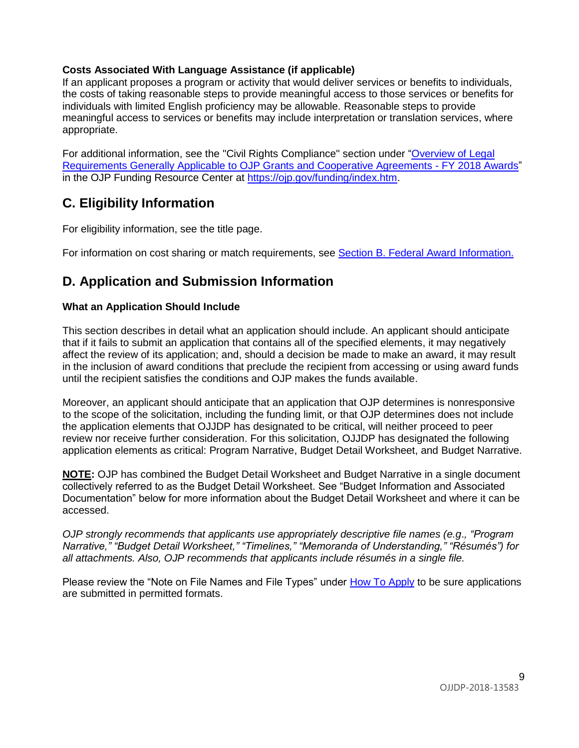**Costs Associated With Language Assistance (if applicable)**
If an applicant proposes a program or activity that would deliver services or benefits to individuals, the costs of taking reasonable steps to provide meaningful access to those services or benefits for individuals with limited English proficiency may be allowable. Reasonable steps to provide meaningful access to services or benefits may include interpretation or translation services, where appropriate.

For additional information, see the "Civil Rights Compliance" section under "Overview of Legal Requirements Generally Applicable to OJP Grants and Cooperative Agreements - FY 2018 Awards" in the OJP Funding Resource Center at https://ojp.gov/funding/index.htm.

## C. Eligibility Information

For eligibility information, see the title page.

For information on cost sharing or match requirements, see Section B. Federal Award Information.

## D. Application and Submission Information

### What an Application Should Include

This section describes in detail what an application should include. An applicant should anticipate that if it fails to submit an application that contains all of the specified elements, it may negatively affect the review of its application; and, should a decision be made to make an award, it may result in the inclusion of award conditions that preclude the recipient from accessing or using award funds until the recipient satisfies the conditions and OJP makes the funds available.

Moreover, an applicant should anticipate that an application that OJP determines is nonresponsive to the scope of the solicitation, including the funding limit, or that OJP determines does not include the application elements that OJJDP has designated to be critical, will neither proceed to peer review nor receive further consideration. For this solicitation, OJJDP has designated the following application elements as critical: Program Narrative, Budget Detail Worksheet, and Budget Narrative.

**NOTE:** OJP has combined the Budget Detail Worksheet and Budget Narrative in a single document collectively referred to as the Budget Detail Worksheet. See "Budget Information and Associated Documentation" below for more information about the Budget Detail Worksheet and where it can be accessed.

*OJP strongly recommends that applicants use appropriately descriptive file names (e.g., "Program Narrative," "Budget Detail Worksheet," "Timelines," "Memoranda of Understanding," "Résumés") for all attachments. Also, OJP recommends that applicants include résumés in a single file.*

Please review the "Note on File Names and File Types" under How To Apply to be sure applications are submitted in permitted formats.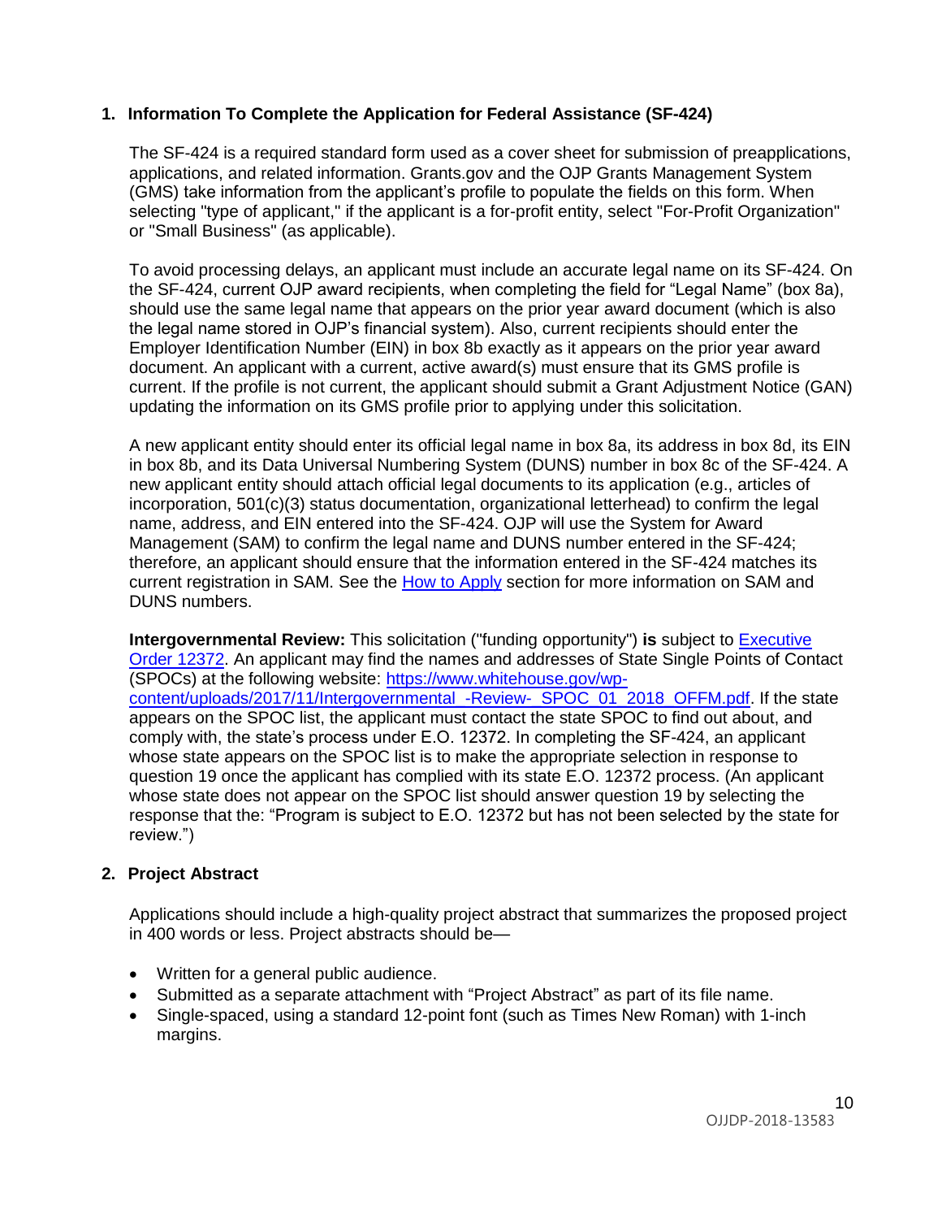## 1. Information To Complete the Application for Federal Assistance (SF-424)

The SF-424 is a required standard form used as a cover sheet for submission of preapplications, applications, and related information. Grants.gov and the OJP Grants Management System (GMS) take information from the applicant's profile to populate the fields on this form. When selecting "type of applicant," if the applicant is a for-profit entity, select "For-Profit Organization" or "Small Business" (as applicable).

To avoid processing delays, an applicant must include an accurate legal name on its SF-424. On the SF-424, current OJP award recipients, when completing the field for "Legal Name" (box 8a), should use the same legal name that appears on the prior year award document (which is also the legal name stored in OJP's financial system). Also, current recipients should enter the Employer Identification Number (EIN) in box 8b exactly as it appears on the prior year award document. An applicant with a current, active award(s) must ensure that its GMS profile is current. If the profile is not current, the applicant should submit a Grant Adjustment Notice (GAN) updating the information on its GMS profile prior to applying under this solicitation.

A new applicant entity should enter its official legal name in box 8a, its address in box 8d, its EIN in box 8b, and its Data Universal Numbering System (DUNS) number in box 8c of the SF-424. A new applicant entity should attach official legal documents to its application (e.g., articles of incorporation, 501(c)(3) status documentation, organizational letterhead) to confirm the legal name, address, and EIN entered into the SF-424. OJP will use the System for Award Management (SAM) to confirm the legal name and DUNS number entered in the SF-424; therefore, an applicant should ensure that the information entered in the SF-424 matches its current registration in SAM. See the [How to Apply] section for more information on SAM and DUNS numbers.

**Intergovernmental Review:** This solicitation ("funding opportunity") **is** subject to [Executive Order 12372]. An applicant may find the names and addresses of State Single Points of Contact (SPOCs) at the following website: https://www.whitehouse.gov/wp-content/uploads/2017/11/Intergovernmental_-Review-_SPOC_01_2018_OFFM.pdf. If the state appears on the SPOC list, the applicant must contact the state SPOC to find out about, and comply with, the state's process under E.O. 12372. In completing the SF-424, an applicant whose state appears on the SPOC list is to make the appropriate selection in response to question 19 once the applicant has complied with its state E.O. 12372 process. (An applicant whose state does not appear on the SPOC list should answer question 19 by selecting the response that the: "Program is subject to E.O. 12372 but has not been selected by the state for review.")

## 2. Project Abstract

Applications should include a high-quality project abstract that summarizes the proposed project in 400 words or less. Project abstracts should be—

- Written for a general public audience.
- Submitted as a separate attachment with "Project Abstract" as part of its file name.
- Single-spaced, using a standard 12-point font (such as Times New Roman) with 1-inch margins.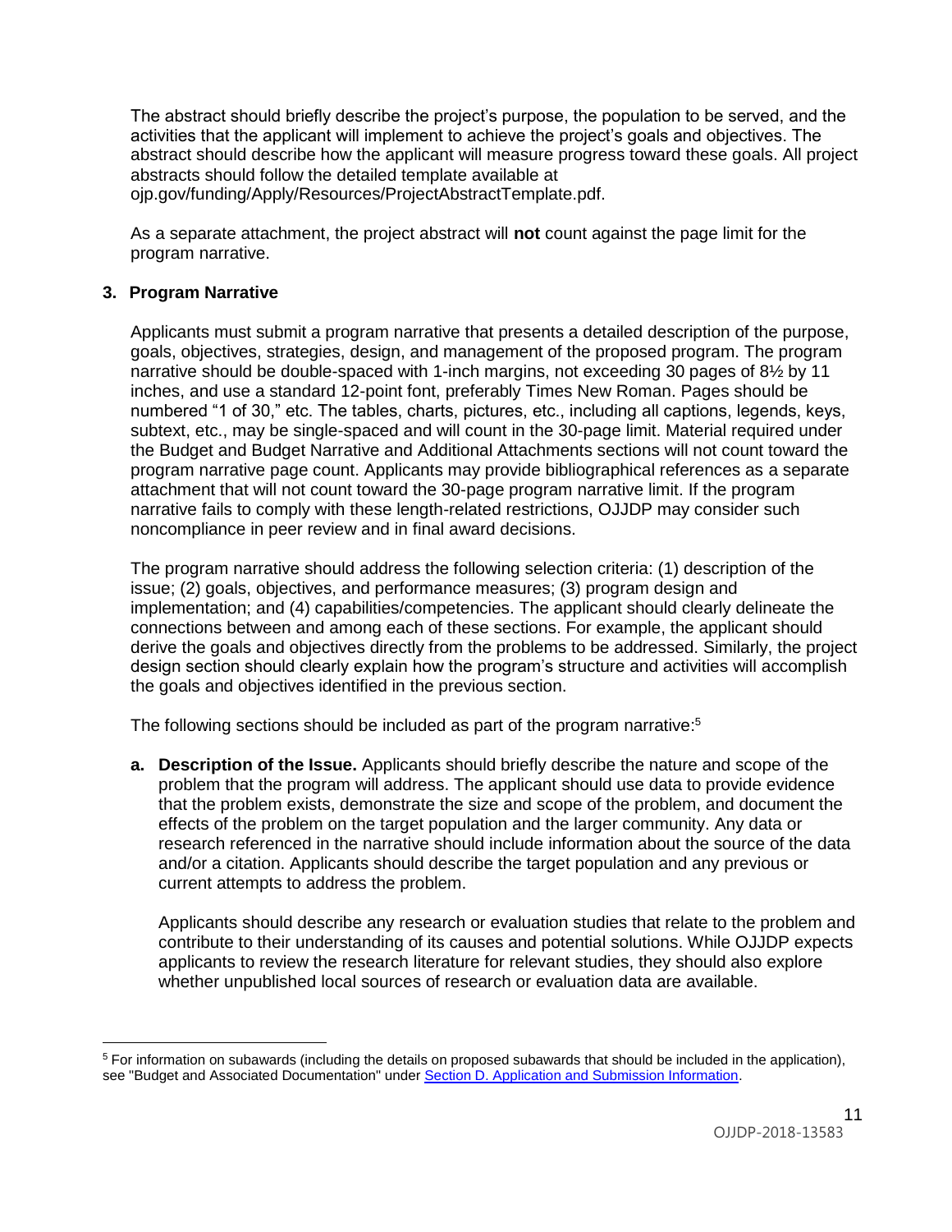The abstract should briefly describe the project's purpose, the population to be served, and the activities that the applicant will implement to achieve the project's goals and objectives. The abstract should describe how the applicant will measure progress toward these goals. All project abstracts should follow the detailed template available at ojp.gov/funding/Apply/Resources/ProjectAbstractTemplate.pdf.

As a separate attachment, the project abstract will **not** count against the page limit for the program narrative.

### 3. Program Narrative

Applicants must submit a program narrative that presents a detailed description of the purpose, goals, objectives, strategies, design, and management of the proposed program. The program narrative should be double-spaced with 1-inch margins, not exceeding 30 pages of 8½ by 11 inches, and use a standard 12-point font, preferably Times New Roman. Pages should be numbered "1 of 30," etc. The tables, charts, pictures, etc., including all captions, legends, keys, subtext, etc., may be single-spaced and will count in the 30-page limit. Material required under the Budget and Budget Narrative and Additional Attachments sections will not count toward the program narrative page count. Applicants may provide bibliographical references as a separate attachment that will not count toward the 30-page program narrative limit. If the program narrative fails to comply with these length-related restrictions, OJJDP may consider such noncompliance in peer review and in final award decisions.

The program narrative should address the following selection criteria: (1) description of the issue; (2) goals, objectives, and performance measures; (3) program design and implementation; and (4) capabilities/competencies. The applicant should clearly delineate the connections between and among each of these sections. For example, the applicant should derive the goals and objectives directly from the problems to be addressed. Similarly, the project design section should clearly explain how the program's structure and activities will accomplish the goals and objectives identified in the previous section.

The following sections should be included as part of the program narrative:[5]

a. **Description of the Issue.** Applicants should briefly describe the nature and scope of the problem that the program will address. The applicant should use data to provide evidence that the problem exists, demonstrate the size and scope of the problem, and document the effects of the problem on the target population and the larger community. Any data or research referenced in the narrative should include information about the source of the data and/or a citation. Applicants should describe the target population and any previous or current attempts to address the problem.

   Applicants should describe any research or evaluation studies that relate to the problem and contribute to their understanding of its causes and potential solutions. While OJJDP expects applicants to review the research literature for relevant studies, they should also explore whether unpublished local sources of research or evaluation data are available.

---

[5] For information on subawards (including the details on proposed subawards that should be included in the application), see "Budget and Associated Documentation" under Section D. Application and Submission Information.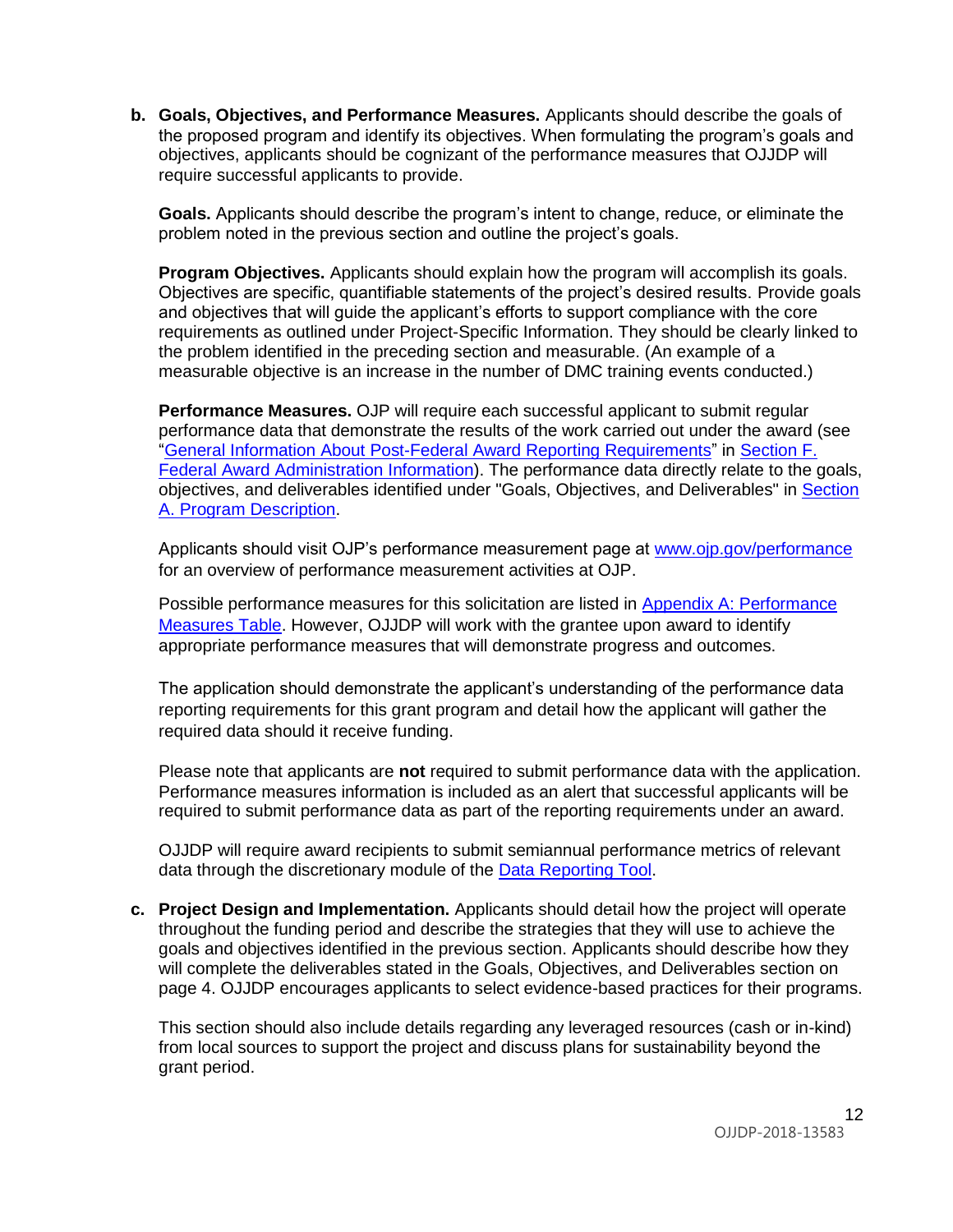**b. Goals, Objectives, and Performance Measures.** Applicants should describe the goals of the proposed program and identify its objectives. When formulating the program's goals and objectives, applicants should be cognizant of the performance measures that OJJDP will require successful applicants to provide.

**Goals.** Applicants should describe the program's intent to change, reduce, or eliminate the problem noted in the previous section and outline the project's goals.

**Program Objectives.** Applicants should explain how the program will accomplish its goals. Objectives are specific, quantifiable statements of the project's desired results. Provide goals and objectives that will guide the applicant's efforts to support compliance with the core requirements as outlined under Project-Specific Information. They should be clearly linked to the problem identified in the preceding section and measurable. (An example of a measurable objective is an increase in the number of DMC training events conducted.)

**Performance Measures.** OJP will require each successful applicant to submit regular performance data that demonstrate the results of the work carried out under the award (see "General Information About Post-Federal Award Reporting Requirements" in Section F. Federal Award Administration Information). The performance data directly relate to the goals, objectives, and deliverables identified under "Goals, Objectives, and Deliverables" in Section A. Program Description.

Applicants should visit OJP's performance measurement page at www.ojp.gov/performance for an overview of performance measurement activities at OJP.

Possible performance measures for this solicitation are listed in Appendix A: Performance Measures Table. However, OJJDP will work with the grantee upon award to identify appropriate performance measures that will demonstrate progress and outcomes.

The application should demonstrate the applicant's understanding of the performance data reporting requirements for this grant program and detail how the applicant will gather the required data should it receive funding.

Please note that applicants are **not** required to submit performance data with the application. Performance measures information is included as an alert that successful applicants will be required to submit performance data as part of the reporting requirements under an award.

OJJDP will require award recipients to submit semiannual performance metrics of relevant data through the discretionary module of the Data Reporting Tool.

**c. Project Design and Implementation.** Applicants should detail how the project will operate throughout the funding period and describe the strategies that they will use to achieve the goals and objectives identified in the previous section. Applicants should describe how they will complete the deliverables stated in the Goals, Objectives, and Deliverables section on page 4. OJJDP encourages applicants to select evidence-based practices for their programs.

This section should also include details regarding any leveraged resources (cash or in-kind) from local sources to support the project and discuss plans for sustainability beyond the grant period.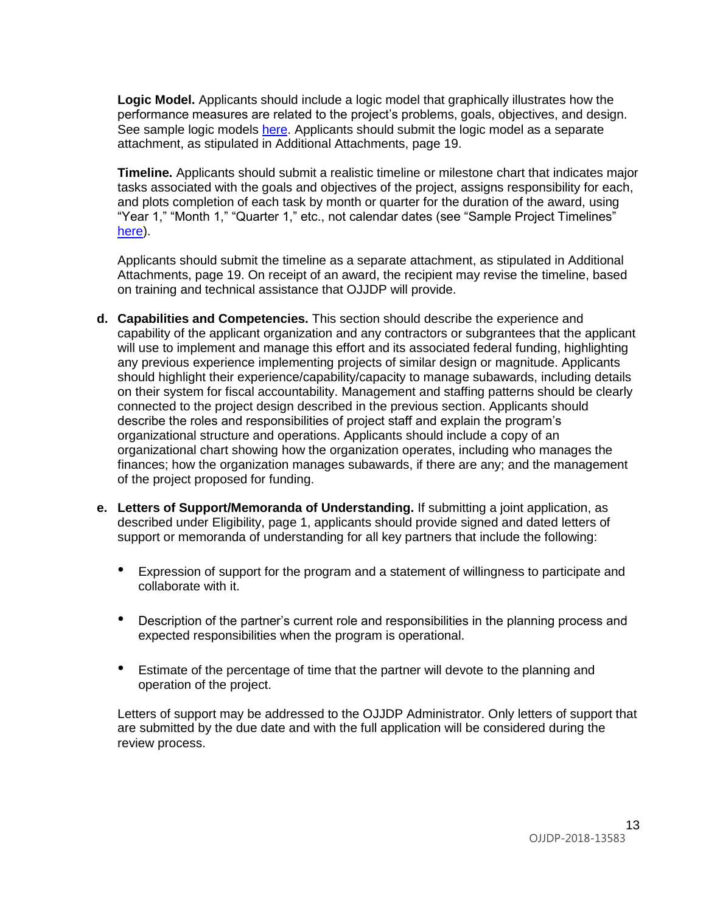**Logic Model.** Applicants should include a logic model that graphically illustrates how the performance measures are related to the project's problems, goals, objectives, and design. See sample logic models [here](). Applicants should submit the logic model as a separate attachment, as stipulated in Additional Attachments, page 19.

**Timeline.** Applicants should submit a realistic timeline or milestone chart that indicates major tasks associated with the goals and objectives of the project, assigns responsibility for each, and plots completion of each task by month or quarter for the duration of the award, using "Year 1," "Month 1," "Quarter 1," etc., not calendar dates (see "Sample Project Timelines" [here]()).

Applicants should submit the timeline as a separate attachment, as stipulated in Additional Attachments, page 19. On receipt of an award, the recipient may revise the timeline, based on training and technical assistance that OJJDP will provide.

**d. Capabilities and Competencies.** This section should describe the experience and capability of the applicant organization and any contractors or subgrantees that the applicant will use to implement and manage this effort and its associated federal funding, highlighting any previous experience implementing projects of similar design or magnitude. Applicants should highlight their experience/capability/capacity to manage subawards, including details on their system for fiscal accountability. Management and staffing patterns should be clearly connected to the project design described in the previous section. Applicants should describe the roles and responsibilities of project staff and explain the program's organizational structure and operations. Applicants should include a copy of an organizational chart showing how the organization operates, including who manages the finances; how the organization manages subawards, if there are any; and the management of the project proposed for funding.

**e. Letters of Support/Memoranda of Understanding.** If submitting a joint application, as described under Eligibility, page 1, applicants should provide signed and dated letters of support or memoranda of understanding for all key partners that include the following:

- Expression of support for the program and a statement of willingness to participate and collaborate with it.
- Description of the partner's current role and responsibilities in the planning process and expected responsibilities when the program is operational.
- Estimate of the percentage of time that the partner will devote to the planning and operation of the project.

Letters of support may be addressed to the OJJDP Administrator. Only letters of support that are submitted by the due date and with the full application will be considered during the review process.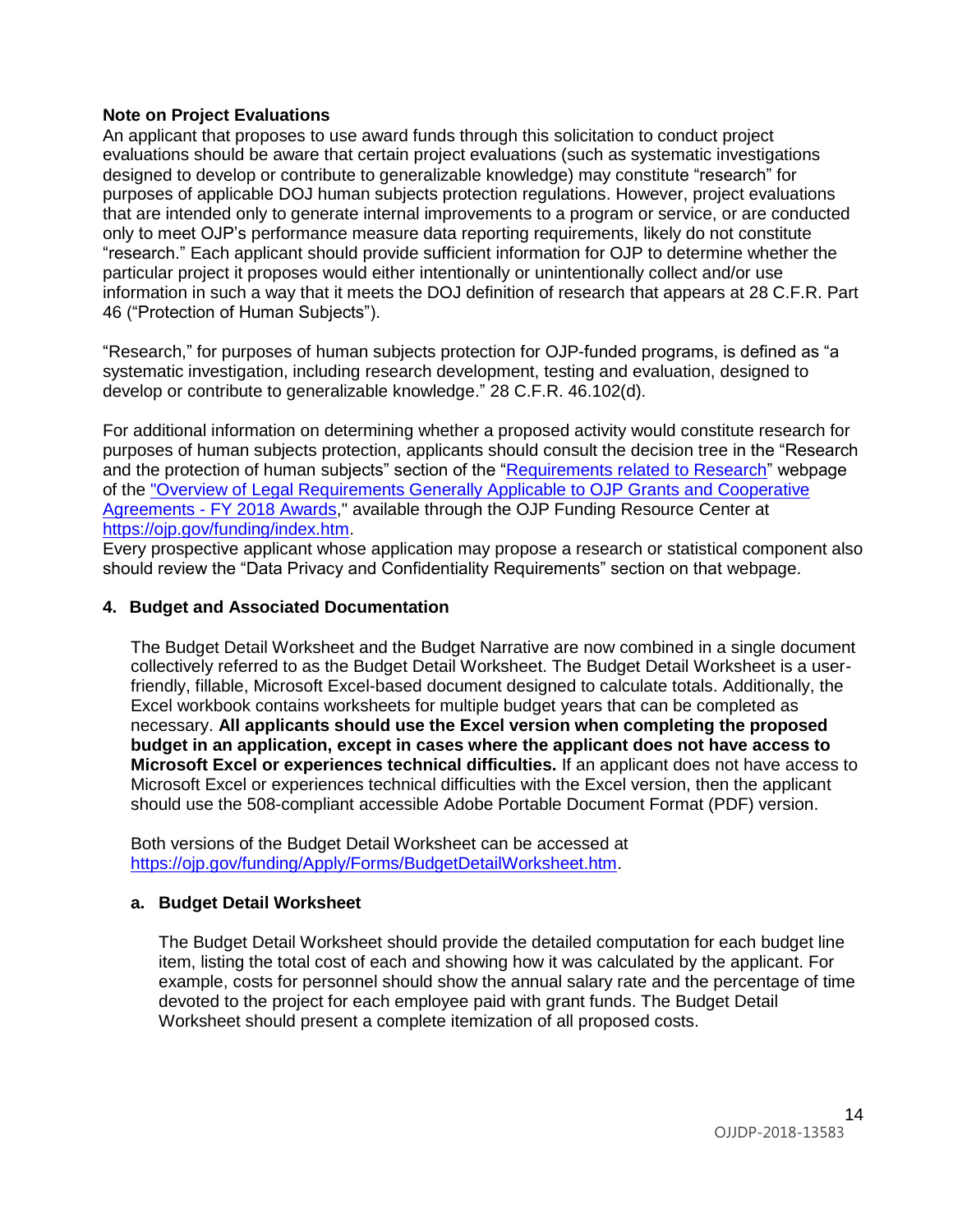**Note on Project Evaluations**

An applicant that proposes to use award funds through this solicitation to conduct project evaluations should be aware that certain project evaluations (such as systematic investigations designed to develop or contribute to generalizable knowledge) may constitute "research" for purposes of applicable DOJ human subjects protection regulations. However, project evaluations that are intended only to generate internal improvements to a program or service, or are conducted only to meet OJP's performance measure data reporting requirements, likely do not constitute "research." Each applicant should provide sufficient information for OJP to determine whether the particular project it proposes would either intentionally or unintentionally collect and/or use information in such a way that it meets the DOJ definition of research that appears at 28 C.F.R. Part 46 ("Protection of Human Subjects").

"Research," for purposes of human subjects protection for OJP-funded programs, is defined as "a systematic investigation, including research development, testing and evaluation, designed to develop or contribute to generalizable knowledge." 28 C.F.R. 46.102(d).

For additional information on determining whether a proposed activity would constitute research for purposes of human subjects protection, applicants should consult the decision tree in the "Research and the protection of human subjects" section of the "Requirements related to Research" webpage of the "Overview of Legal Requirements Generally Applicable to OJP Grants and Cooperative Agreements - FY 2018 Awards," available through the OJP Funding Resource Center at https://ojp.gov/funding/index.htm.

Every prospective applicant whose application may propose a research or statistical component also should review the "Data Privacy and Confidentiality Requirements" section on that webpage.

### 4. Budget and Associated Documentation

The Budget Detail Worksheet and the Budget Narrative are now combined in a single document collectively referred to as the Budget Detail Worksheet. The Budget Detail Worksheet is a user-friendly, fillable, Microsoft Excel-based document designed to calculate totals. Additionally, the Excel workbook contains worksheets for multiple budget years that can be completed as necessary. **All applicants should use the Excel version when completing the proposed budget in an application, except in cases where the applicant does not have access to Microsoft Excel or experiences technical difficulties.** If an applicant does not have access to Microsoft Excel or experiences technical difficulties with the Excel version, then the applicant should use the 508-compliant accessible Adobe Portable Document Format (PDF) version.

Both versions of the Budget Detail Worksheet can be accessed at https://ojp.gov/funding/Apply/Forms/BudgetDetailWorksheet.htm.

#### a. Budget Detail Worksheet

The Budget Detail Worksheet should provide the detailed computation for each budget line item, listing the total cost of each and showing how it was calculated by the applicant. For example, costs for personnel should show the annual salary rate and the percentage of time devoted to the project for each employee paid with grant funds. The Budget Detail Worksheet should present a complete itemization of all proposed costs.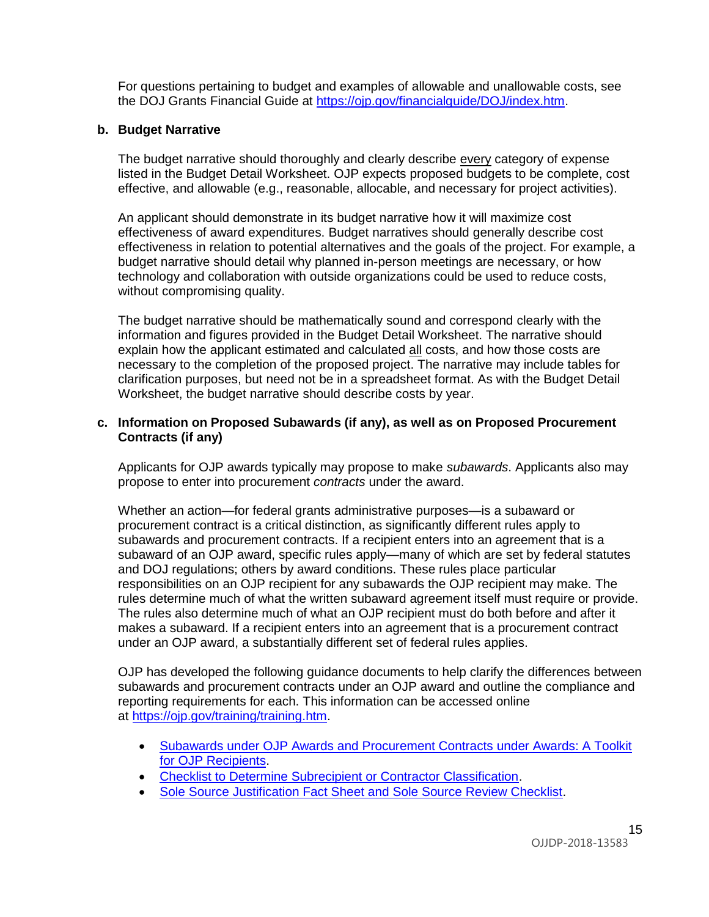For questions pertaining to budget and examples of allowable and unallowable costs, see the DOJ Grants Financial Guide at https://ojp.gov/financialguide/DOJ/index.htm.

**b. Budget Narrative**

The budget narrative should thoroughly and clearly describe every category of expense listed in the Budget Detail Worksheet. OJP expects proposed budgets to be complete, cost effective, and allowable (e.g., reasonable, allocable, and necessary for project activities).

An applicant should demonstrate in its budget narrative how it will maximize cost effectiveness of award expenditures. Budget narratives should generally describe cost effectiveness in relation to potential alternatives and the goals of the project. For example, a budget narrative should detail why planned in-person meetings are necessary, or how technology and collaboration with outside organizations could be used to reduce costs, without compromising quality.

The budget narrative should be mathematically sound and correspond clearly with the information and figures provided in the Budget Detail Worksheet. The narrative should explain how the applicant estimated and calculated all costs, and how those costs are necessary to the completion of the proposed project. The narrative may include tables for clarification purposes, but need not be in a spreadsheet format. As with the Budget Detail Worksheet, the budget narrative should describe costs by year.

**c. Information on Proposed Subawards (if any), as well as on Proposed Procurement Contracts (if any)**

Applicants for OJP awards typically may propose to make *subawards*. Applicants also may propose to enter into procurement *contracts* under the award.

Whether an action—for federal grants administrative purposes—is a subaward or procurement contract is a critical distinction, as significantly different rules apply to subawards and procurement contracts. If a recipient enters into an agreement that is a subaward of an OJP award, specific rules apply—many of which are set by federal statutes and DOJ regulations; others by award conditions. These rules place particular responsibilities on an OJP recipient for any subawards the OJP recipient may make. The rules determine much of what the written subaward agreement itself must require or provide. The rules also determine much of what an OJP recipient must do both before and after it makes a subaward. If a recipient enters into an agreement that is a procurement contract under an OJP award, a substantially different set of federal rules applies.

OJP has developed the following guidance documents to help clarify the differences between subawards and procurement contracts under an OJP award and outline the compliance and reporting requirements for each. This information can be accessed online at https://ojp.gov/training/training.htm.

- Subawards under OJP Awards and Procurement Contracts under Awards: A Toolkit for OJP Recipients.
- Checklist to Determine Subrecipient or Contractor Classification.
- Sole Source Justification Fact Sheet and Sole Source Review Checklist.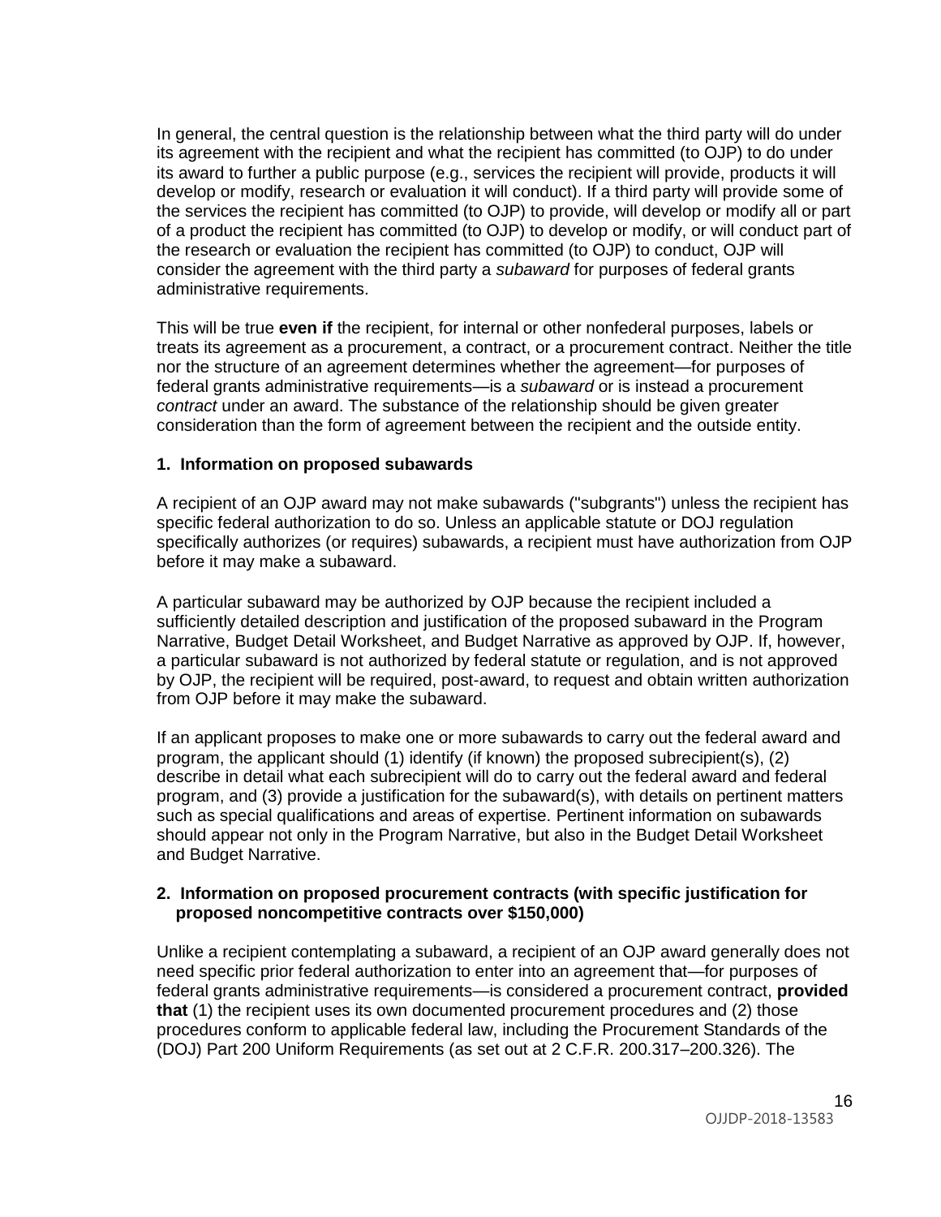In general, the central question is the relationship between what the third party will do under its agreement with the recipient and what the recipient has committed (to OJP) to do under its award to further a public purpose (e.g., services the recipient will provide, products it will develop or modify, research or evaluation it will conduct). If a third party will provide some of the services the recipient has committed (to OJP) to provide, will develop or modify all or part of a product the recipient has committed (to OJP) to develop or modify, or will conduct part of the research or evaluation the recipient has committed (to OJP) to conduct, OJP will consider the agreement with the third party a *subaward* for purposes of federal grants administrative requirements.

This will be true **even if** the recipient, for internal or other nonfederal purposes, labels or treats its agreement as a procurement, a contract, or a procurement contract. Neither the title nor the structure of an agreement determines whether the agreement—for purposes of federal grants administrative requirements—is a *subaward* or is instead a procurement *contract* under an award. The substance of the relationship should be given greater consideration than the form of agreement between the recipient and the outside entity.

**1. Information on proposed subawards**

A recipient of an OJP award may not make subawards ("subgrants") unless the recipient has specific federal authorization to do so. Unless an applicable statute or DOJ regulation specifically authorizes (or requires) subawards, a recipient must have authorization from OJP before it may make a subaward.

A particular subaward may be authorized by OJP because the recipient included a sufficiently detailed description and justification of the proposed subaward in the Program Narrative, Budget Detail Worksheet, and Budget Narrative as approved by OJP. If, however, a particular subaward is not authorized by federal statute or regulation, and is not approved by OJP, the recipient will be required, post-award, to request and obtain written authorization from OJP before it may make the subaward.

If an applicant proposes to make one or more subawards to carry out the federal award and program, the applicant should (1) identify (if known) the proposed subrecipient(s), (2) describe in detail what each subrecipient will do to carry out the federal award and federal program, and (3) provide a justification for the subaward(s), with details on pertinent matters such as special qualifications and areas of expertise. Pertinent information on subawards should appear not only in the Program Narrative, but also in the Budget Detail Worksheet and Budget Narrative.

**2. Information on proposed procurement contracts (with specific justification for proposed noncompetitive contracts over $150,000)**

Unlike a recipient contemplating a subaward, a recipient of an OJP award generally does not need specific prior federal authorization to enter into an agreement that—for purposes of federal grants administrative requirements—is considered a procurement contract, **provided that** (1) the recipient uses its own documented procurement procedures and (2) those procedures conform to applicable federal law, including the Procurement Standards of the (DOJ) Part 200 Uniform Requirements (as set out at 2 C.F.R. 200.317–200.326). The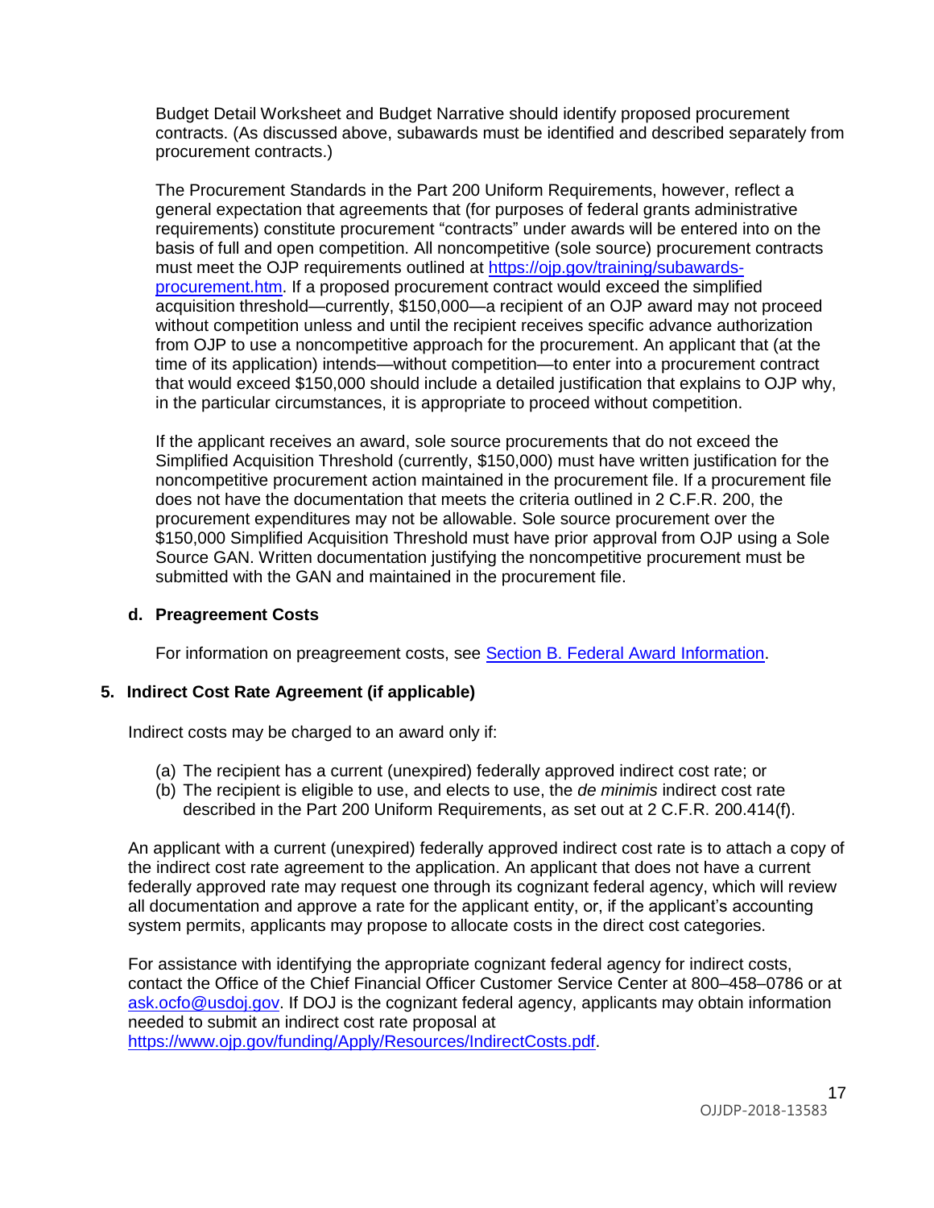Budget Detail Worksheet and Budget Narrative should identify proposed procurement contracts. (As discussed above, subawards must be identified and described separately from procurement contracts.)

The Procurement Standards in the Part 200 Uniform Requirements, however, reflect a general expectation that agreements that (for purposes of federal grants administrative requirements) constitute procurement "contracts" under awards will be entered into on the basis of full and open competition. All noncompetitive (sole source) procurement contracts must meet the OJP requirements outlined at [https://ojp.gov/training/subawards-procurement.htm](https://ojp.gov/training/subawards-procurement.htm). If a proposed procurement contract would exceed the simplified acquisition threshold—currently, $150,000—a recipient of an OJP award may not proceed without competition unless and until the recipient receives specific advance authorization from OJP to use a noncompetitive approach for the procurement. An applicant that (at the time of its application) intends—without competition—to enter into a procurement contract that would exceed $150,000 should include a detailed justification that explains to OJP why, in the particular circumstances, it is appropriate to proceed without competition.

If the applicant receives an award, sole source procurements that do not exceed the Simplified Acquisition Threshold (currently, $150,000) must have written justification for the noncompetitive procurement action maintained in the procurement file. If a procurement file does not have the documentation that meets the criteria outlined in 2 C.F.R. 200, the procurement expenditures may not be allowable. Sole source procurement over the $150,000 Simplified Acquisition Threshold must have prior approval from OJP using a Sole Source GAN. Written documentation justifying the noncompetitive procurement must be submitted with the GAN and maintained in the procurement file.

#### d. Preagreement Costs

For information on preagreement costs, see [Section B. Federal Award Information](#).

### 5. Indirect Cost Rate Agreement (if applicable)

Indirect costs may be charged to an award only if:

(a) The recipient has a current (unexpired) federally approved indirect cost rate; or
(b) The recipient is eligible to use, and elects to use, the *de minimis* indirect cost rate described in the Part 200 Uniform Requirements, as set out at 2 C.F.R. 200.414(f).

An applicant with a current (unexpired) federally approved indirect cost rate is to attach a copy of the indirect cost rate agreement to the application. An applicant that does not have a current federally approved rate may request one through its cognizant federal agency, which will review all documentation and approve a rate for the applicant entity, or, if the applicant's accounting system permits, applicants may propose to allocate costs in the direct cost categories.

For assistance with identifying the appropriate cognizant federal agency for indirect costs, contact the Office of the Chief Financial Officer Customer Service Center at 800–458–0786 or at [ask.ocfo@usdoj.gov](mailto:ask.ocfo@usdoj.gov). If DOJ is the cognizant federal agency, applicants may obtain information needed to submit an indirect cost rate proposal at [https://www.ojp.gov/funding/Apply/Resources/IndirectCosts.pdf](https://www.ojp.gov/funding/Apply/Resources/IndirectCosts.pdf).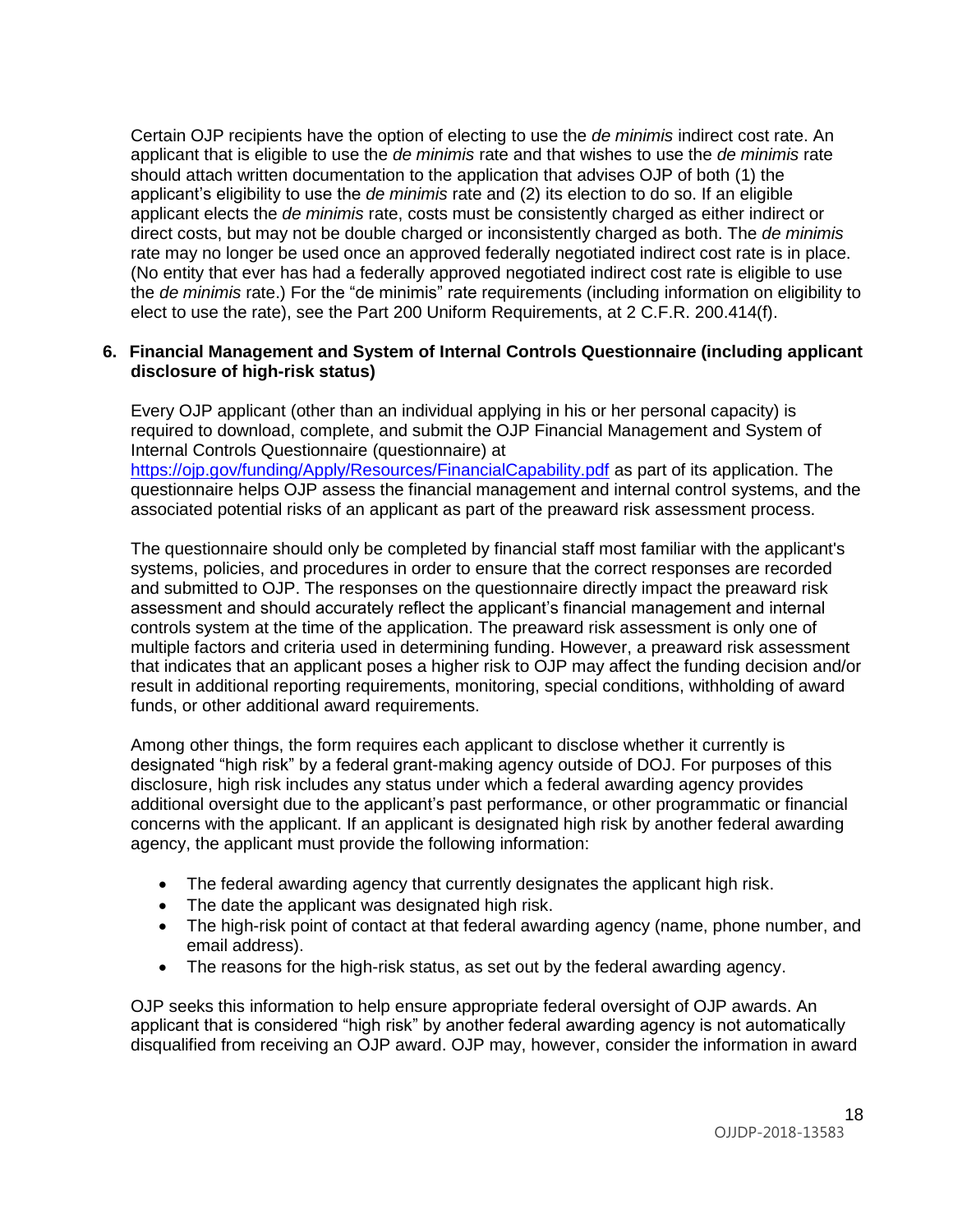Certain OJP recipients have the option of electing to use the *de minimis* indirect cost rate. An applicant that is eligible to use the *de minimis* rate and that wishes to use the *de minimis* rate should attach written documentation to the application that advises OJP of both (1) the applicant's eligibility to use the *de minimis* rate and (2) its election to do so. If an eligible applicant elects the *de minimis* rate, costs must be consistently charged as either indirect or direct costs, but may not be double charged or inconsistently charged as both. The *de minimis* rate may no longer be used once an approved federally negotiated indirect cost rate is in place. (No entity that ever has had a federally approved negotiated indirect cost rate is eligible to use the *de minimis* rate.) For the "de minimis" rate requirements (including information on eligibility to elect to use the rate), see the Part 200 Uniform Requirements, at 2 C.F.R. 200.414(f).

**6. Financial Management and System of Internal Controls Questionnaire (including applicant disclosure of high-risk status)**

Every OJP applicant (other than an individual applying in his or her personal capacity) is required to download, complete, and submit the OJP Financial Management and System of Internal Controls Questionnaire (questionnaire) at https://ojp.gov/funding/Apply/Resources/FinancialCapability.pdf as part of its application. The questionnaire helps OJP assess the financial management and internal control systems, and the associated potential risks of an applicant as part of the preaward risk assessment process.

The questionnaire should only be completed by financial staff most familiar with the applicant's systems, policies, and procedures in order to ensure that the correct responses are recorded and submitted to OJP. The responses on the questionnaire directly impact the preaward risk assessment and should accurately reflect the applicant's financial management and internal controls system at the time of the application. The preaward risk assessment is only one of multiple factors and criteria used in determining funding. However, a preaward risk assessment that indicates that an applicant poses a higher risk to OJP may affect the funding decision and/or result in additional reporting requirements, monitoring, special conditions, withholding of award funds, or other additional award requirements.

Among other things, the form requires each applicant to disclose whether it currently is designated "high risk" by a federal grant-making agency outside of DOJ. For purposes of this disclosure, high risk includes any status under which a federal awarding agency provides additional oversight due to the applicant's past performance, or other programmatic or financial concerns with the applicant. If an applicant is designated high risk by another federal awarding agency, the applicant must provide the following information:

- The federal awarding agency that currently designates the applicant high risk.
- The date the applicant was designated high risk.
- The high-risk point of contact at that federal awarding agency (name, phone number, and email address).
- The reasons for the high-risk status, as set out by the federal awarding agency.

OJP seeks this information to help ensure appropriate federal oversight of OJP awards. An applicant that is considered "high risk" by another federal awarding agency is not automatically disqualified from receiving an OJP award. OJP may, however, consider the information in award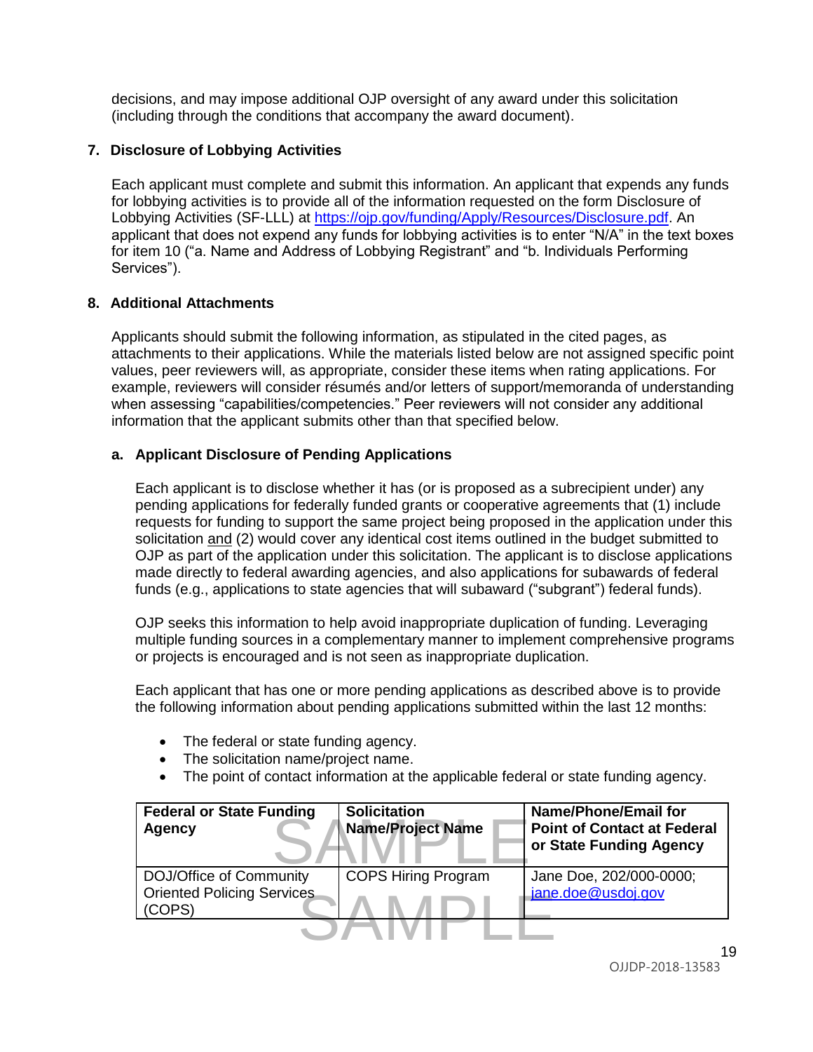decisions, and may impose additional OJP oversight of any award under this solicitation (including through the conditions that accompany the award document).

## 7. Disclosure of Lobbying Activities

Each applicant must complete and submit this information. An applicant that expends any funds for lobbying activities is to provide all of the information requested on the form Disclosure of Lobbying Activities (SF-LLL) at https://ojp.gov/funding/Apply/Resources/Disclosure.pdf. An applicant that does not expend any funds for lobbying activities is to enter "N/A" in the text boxes for item 10 ("a. Name and Address of Lobbying Registrant" and "b. Individuals Performing Services").

## 8. Additional Attachments

Applicants should submit the following information, as stipulated in the cited pages, as attachments to their applications. While the materials listed below are not assigned specific point values, peer reviewers will, as appropriate, consider these items when rating applications. For example, reviewers will consider résumés and/or letters of support/memoranda of understanding when assessing "capabilities/competencies." Peer reviewers will not consider any additional information that the applicant submits other than that specified below.

### a. Applicant Disclosure of Pending Applications

Each applicant is to disclose whether it has (or is proposed as a subrecipient under) any pending applications for federally funded grants or cooperative agreements that (1) include requests for funding to support the same project being proposed in the application under this solicitation and (2) would cover any identical cost items outlined in the budget submitted to OJP as part of the application under this solicitation. The applicant is to disclose applications made directly to federal awarding agencies, and also applications for subawards of federal funds (e.g., applications to state agencies that will subaward ("subgrant") federal funds).

OJP seeks this information to help avoid inappropriate duplication of funding. Leveraging multiple funding sources in a complementary manner to implement comprehensive programs or projects is encouraged and is not seen as inappropriate duplication.

Each applicant that has one or more pending applications as described above is to provide the following information about pending applications submitted within the last 12 months:

- The federal or state funding agency.
- The solicitation name/project name.
- The point of contact information at the applicable federal or state funding agency.

| Federal or State Funding Agency | Solicitation Name/Project Name | Name/Phone/Email for Point of Contact at Federal or State Funding Agency |
|---|---|---|
| DOJ/Office of Community Oriented Policing Services (COPS) | COPS Hiring Program | Jane Doe, 202/000-0000; jane.doe@usdoj.gov |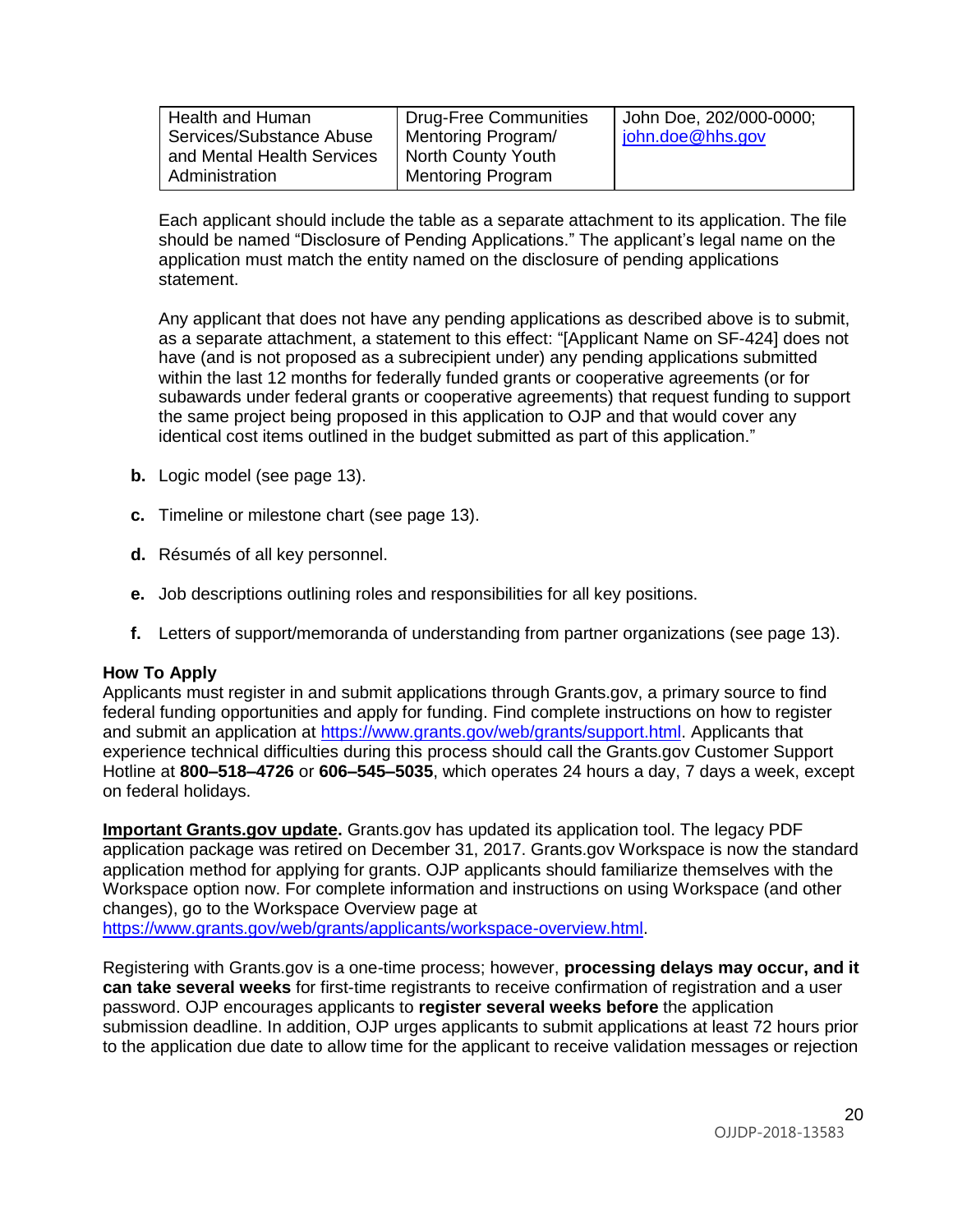| Health and Human Services/Substance Abuse and Mental Health Services Administration | Drug-Free Communities Mentoring Program/ North County Youth Mentoring Program | John Doe, 202/000-0000; john.doe@hhs.gov |
|---|---|---|

Each applicant should include the table as a separate attachment to its application. The file should be named "Disclosure of Pending Applications." The applicant's legal name on the application must match the entity named on the disclosure of pending applications statement.

Any applicant that does not have any pending applications as described above is to submit, as a separate attachment, a statement to this effect: "[Applicant Name on SF-424] does not have (and is not proposed as a subrecipient under) any pending applications submitted within the last 12 months for federally funded grants or cooperative agreements (or for subawards under federal grants or cooperative agreements) that request funding to support the same project being proposed in this application to OJP and that would cover any identical cost items outlined in the budget submitted as part of this application."

**b.** Logic model (see page 13).

**c.** Timeline or milestone chart (see page 13).

**d.** Résumés of all key personnel.

**e.** Job descriptions outlining roles and responsibilities for all key positions.

**f.** Letters of support/memoranda of understanding from partner organizations (see page 13).

**How To Apply**

Applicants must register in and submit applications through Grants.gov, a primary source to find federal funding opportunities and apply for funding. Find complete instructions on how to register and submit an application at https://www.grants.gov/web/grants/support.html. Applicants that experience technical difficulties during this process should call the Grants.gov Customer Support Hotline at **800–518–4726** or **606–545–5035**, which operates 24 hours a day, 7 days a week, except on federal holidays.

**Important Grants.gov update.** Grants.gov has updated its application tool. The legacy PDF application package was retired on December 31, 2017. Grants.gov Workspace is now the standard application method for applying for grants. OJP applicants should familiarize themselves with the Workspace option now. For complete information and instructions on using Workspace (and other changes), go to the Workspace Overview page at https://www.grants.gov/web/grants/applicants/workspace-overview.html.

Registering with Grants.gov is a one-time process; however, **processing delays may occur, and it can take several weeks** for first-time registrants to receive confirmation of registration and a user password. OJP encourages applicants to **register several weeks before** the application submission deadline. In addition, OJP urges applicants to submit applications at least 72 hours prior to the application due date to allow time for the applicant to receive validation messages or rejection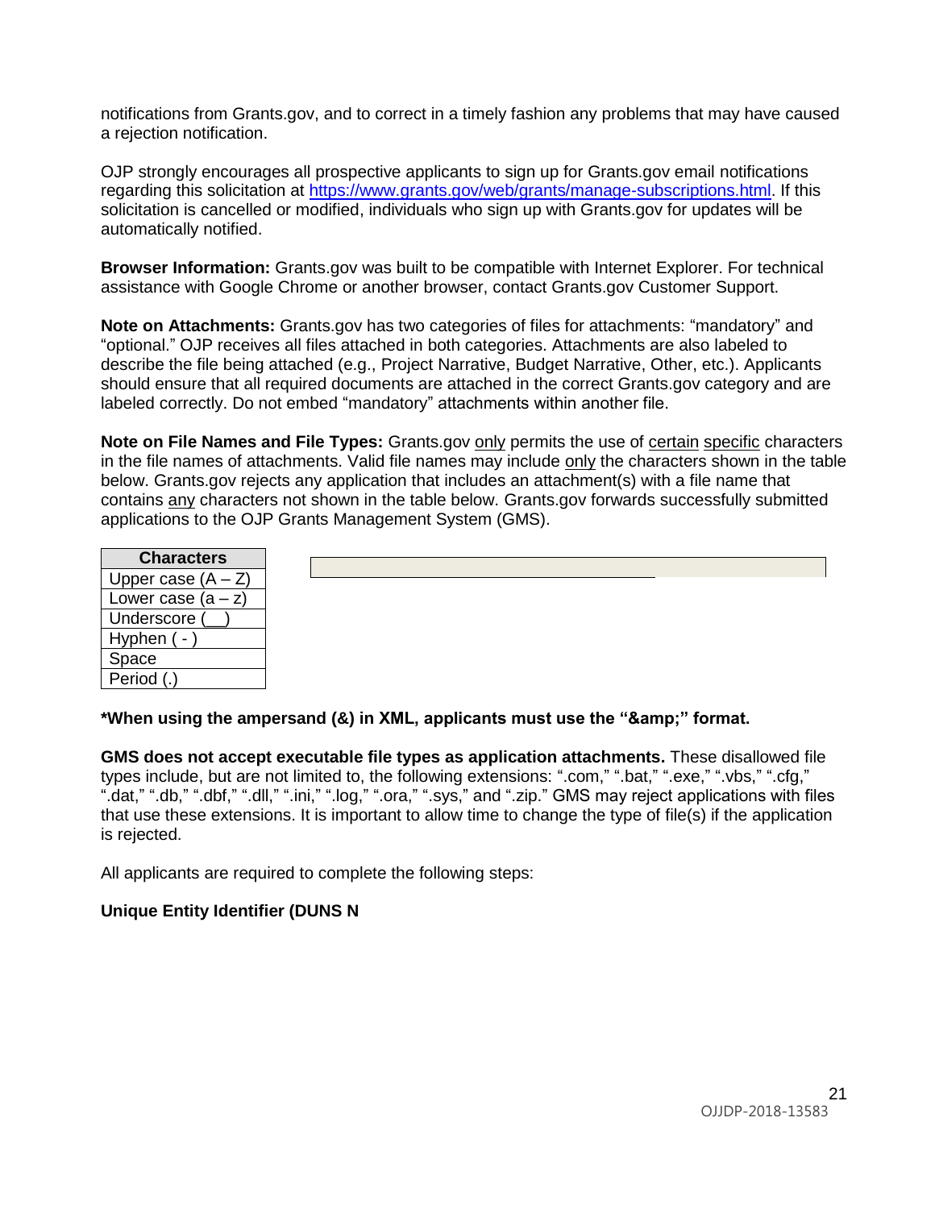notifications from Grants.gov, and to correct in a timely fashion any problems that may have caused a rejection notification.

OJP strongly encourages all prospective applicants to sign up for Grants.gov email notifications regarding this solicitation at https://www.grants.gov/web/grants/manage-subscriptions.html. If this solicitation is cancelled or modified, individuals who sign up with Grants.gov for updates will be automatically notified.

**Browser Information:** Grants.gov was built to be compatible with Internet Explorer. For technical assistance with Google Chrome or another browser, contact Grants.gov Customer Support.

**Note on Attachments:** Grants.gov has two categories of files for attachments: "mandatory" and "optional." OJP receives all files attached in both categories. Attachments are also labeled to describe the file being attached (e.g., Project Narrative, Budget Narrative, Other, etc.). Applicants should ensure that all required documents are attached in the correct Grants.gov category and are labeled correctly. Do not embed "mandatory" attachments within another file.

**Note on File Names and File Types:** Grants.gov only permits the use of certain specific characters in the file names of attachments. Valid file names may include only the characters shown in the table below. Grants.gov rejects any application that includes an attachment(s) with a file name that contains any characters not shown in the table below. Grants.gov forwards successfully submitted applications to the OJP Grants Management System (GMS).

| Characters |
|---|
| Upper case (A – Z) |
| Lower case (a – z) |
| Underscore (__) |
| Hyphen ( - ) |
| Space |
| Period (.) |

**\*When using the ampersand (&) in XML, applicants must use the "&amp;" format.**

**GMS does not accept executable file types as application attachments.** These disallowed file types include, but are not limited to, the following extensions: ".com," ".bat," ".exe," ".vbs," ".cfg," ".dat," ".db," ".dbf," ".dll," ".ini," ".log," ".ora," ".sys," and ".zip." GMS may reject applications with files that use these extensions. It is important to allow time to change the type of file(s) if the application is rejected.

All applicants are required to complete the following steps:

**Unique Entity Identifier (DUNS N**